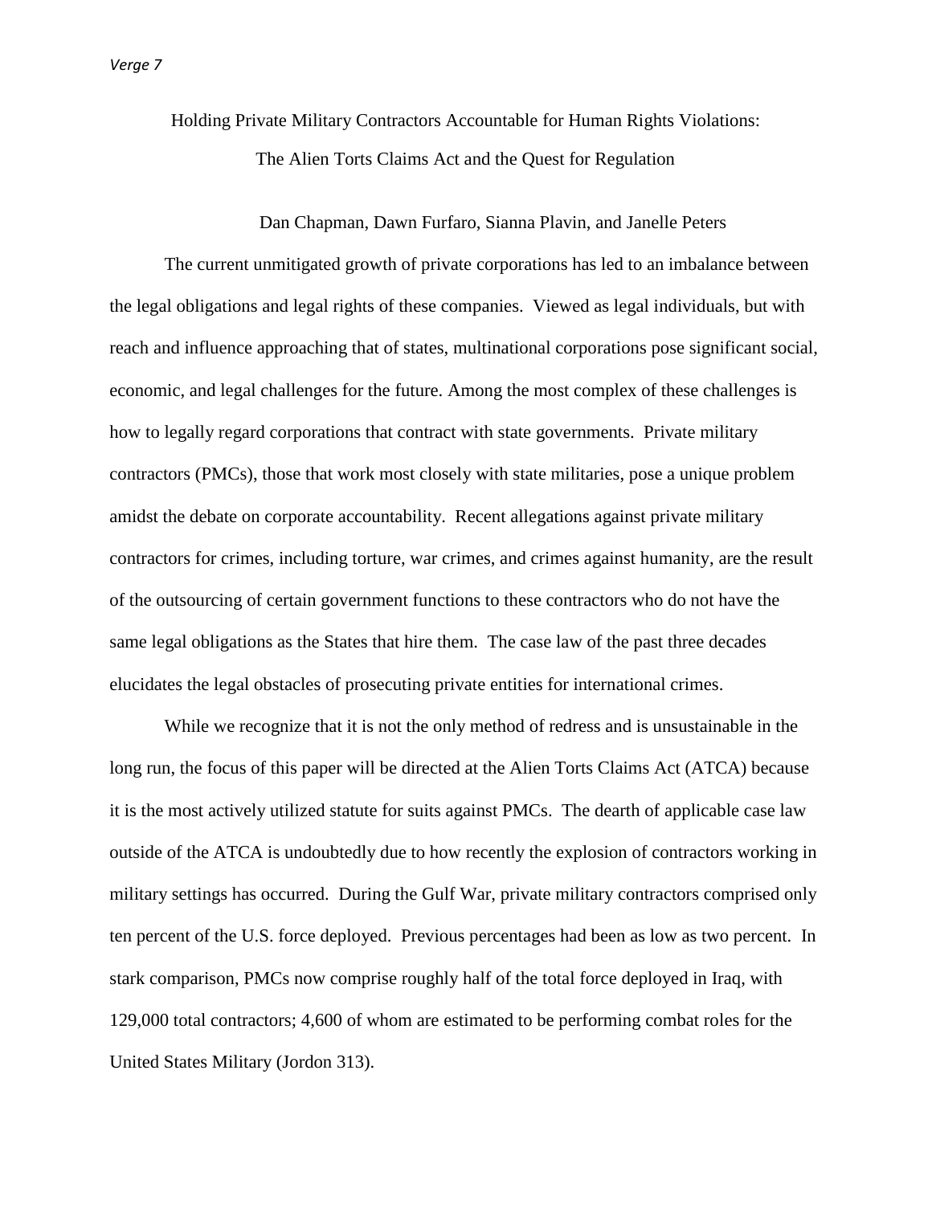# Holding Private Military Contractors Accountable for Human Rights Violations: The Alien Torts Claims Act and the Quest for Regulation

Dan Chapman, Dawn Furfaro, Sianna Plavin, and Janelle Peters

The current unmitigated growth of private corporations has led to an imbalance between the legal obligations and legal rights of these companies. Viewed as legal individuals, but with reach and influence approaching that of states, multinational corporations pose significant social, economic, and legal challenges for the future. Among the most complex of these challenges is how to legally regard corporations that contract with state governments. Private military contractors (PMCs), those that work most closely with state militaries, pose a unique problem amidst the debate on corporate accountability. Recent allegations against private military contractors for crimes, including torture, war crimes, and crimes against humanity, are the result of the outsourcing of certain government functions to these contractors who do not have the same legal obligations as the States that hire them. The case law of the past three decades elucidates the legal obstacles of prosecuting private entities for international crimes.

While we recognize that it is not the only method of redress and is unsustainable in the long run, the focus of this paper will be directed at the Alien Torts Claims Act (ATCA) because it is the most actively utilized statute for suits against PMCs. The dearth of applicable case law outside of the ATCA is undoubtedly due to how recently the explosion of contractors working in military settings has occurred. During the Gulf War, private military contractors comprised only ten percent of the U.S. force deployed. Previous percentages had been as low as two percent. In stark comparison, PMCs now comprise roughly half of the total force deployed in Iraq, with 129,000 total contractors; 4,600 of whom are estimated to be performing combat roles for the United States Military (Jordon 313).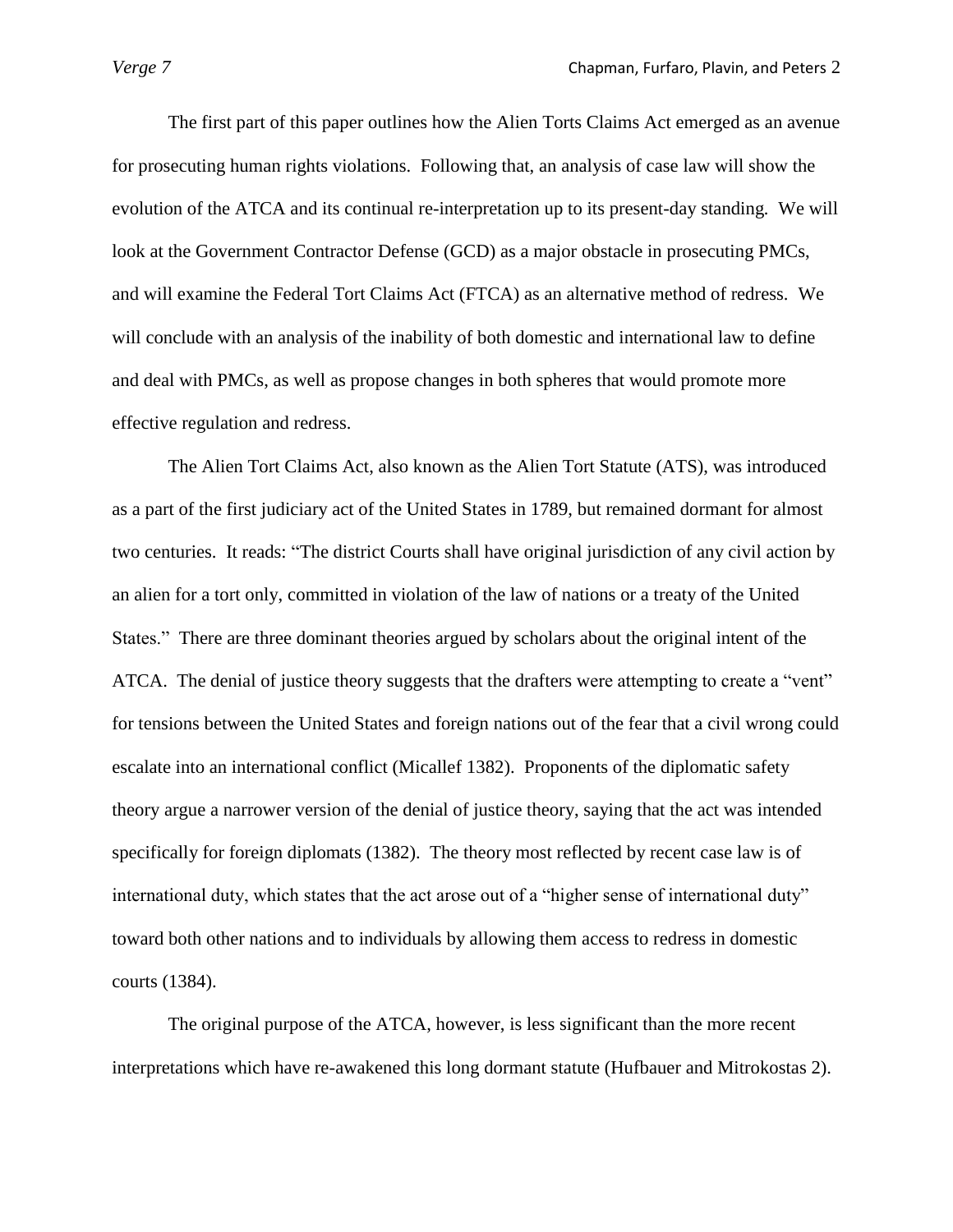The first part of this paper outlines how the Alien Torts Claims Act emerged as an avenue for prosecuting human rights violations. Following that, an analysis of case law will show the evolution of the ATCA and its continual re-interpretation up to its present-day standing. We will look at the Government Contractor Defense (GCD) as a major obstacle in prosecuting PMCs, and will examine the Federal Tort Claims Act (FTCA) as an alternative method of redress. We will conclude with an analysis of the inability of both domestic and international law to define and deal with PMCs, as well as propose changes in both spheres that would promote more effective regulation and redress.

The Alien Tort Claims Act, also known as the Alien Tort Statute (ATS), was introduced as a part of the first judiciary act of the United States in 1789, but remained dormant for almost two centuries. It reads: "The district Courts shall have original jurisdiction of any civil action by an alien for a tort only, committed in violation of the law of nations or a treaty of the United States." There are three dominant theories argued by scholars about the original intent of the ATCA. The denial of justice theory suggests that the drafters were attempting to create a "vent" for tensions between the United States and foreign nations out of the fear that a civil wrong could escalate into an international conflict (Micallef 1382). Proponents of the diplomatic safety theory argue a narrower version of the denial of justice theory, saying that the act was intended specifically for foreign diplomats (1382). The theory most reflected by recent case law is of international duty, which states that the act arose out of a "higher sense of international duty" toward both other nations and to individuals by allowing them access to redress in domestic courts (1384).

The original purpose of the ATCA, however, is less significant than the more recent interpretations which have re-awakened this long dormant statute (Hufbauer and Mitrokostas 2).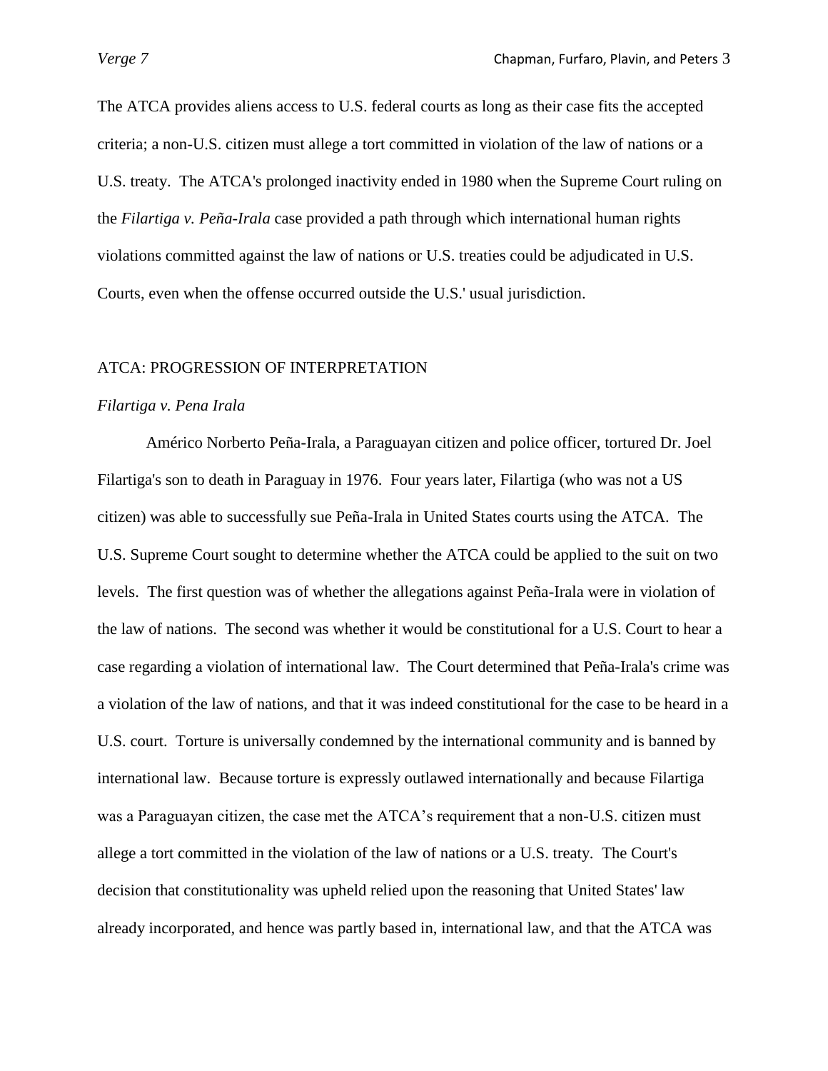The ATCA provides aliens access to U.S. federal courts as long as their case fits the accepted criteria; a non-U.S. citizen must allege a tort committed in violation of the law of nations or a U.S. treaty. The ATCA's prolonged inactivity ended in 1980 when the Supreme Court ruling on the *Filartiga v. Peña-Irala* case provided a path through which international human rights violations committed against the law of nations or U.S. treaties could be adjudicated in U.S. Courts, even when the offense occurred outside the U.S.' usual jurisdiction.

## ATCA: PROGRESSION OF INTERPRETATION

### *Filartiga v. Pena Irala*

Américo Norberto Peña-Irala, a Paraguayan citizen and police officer, tortured Dr. Joel Filartiga's son to death in Paraguay in 1976. Four years later, Filartiga (who was not a US citizen) was able to successfully sue Peña-Irala in United States courts using the ATCA. The U.S. Supreme Court sought to determine whether the ATCA could be applied to the suit on two levels. The first question was of whether the allegations against Peña-Irala were in violation of the law of nations. The second was whether it would be constitutional for a U.S. Court to hear a case regarding a violation of international law. The Court determined that Peña-Irala's crime was a violation of the law of nations, and that it was indeed constitutional for the case to be heard in a U.S. court. Torture is universally condemned by the international community and is banned by international law. Because torture is expressly outlawed internationally and because Filartiga was a Paraguayan citizen, the case met the ATCA's requirement that a non-U.S. citizen must allege a tort committed in the violation of the law of nations or a U.S. treaty. The Court's decision that constitutionality was upheld relied upon the reasoning that United States' law already incorporated, and hence was partly based in, international law, and that the ATCA was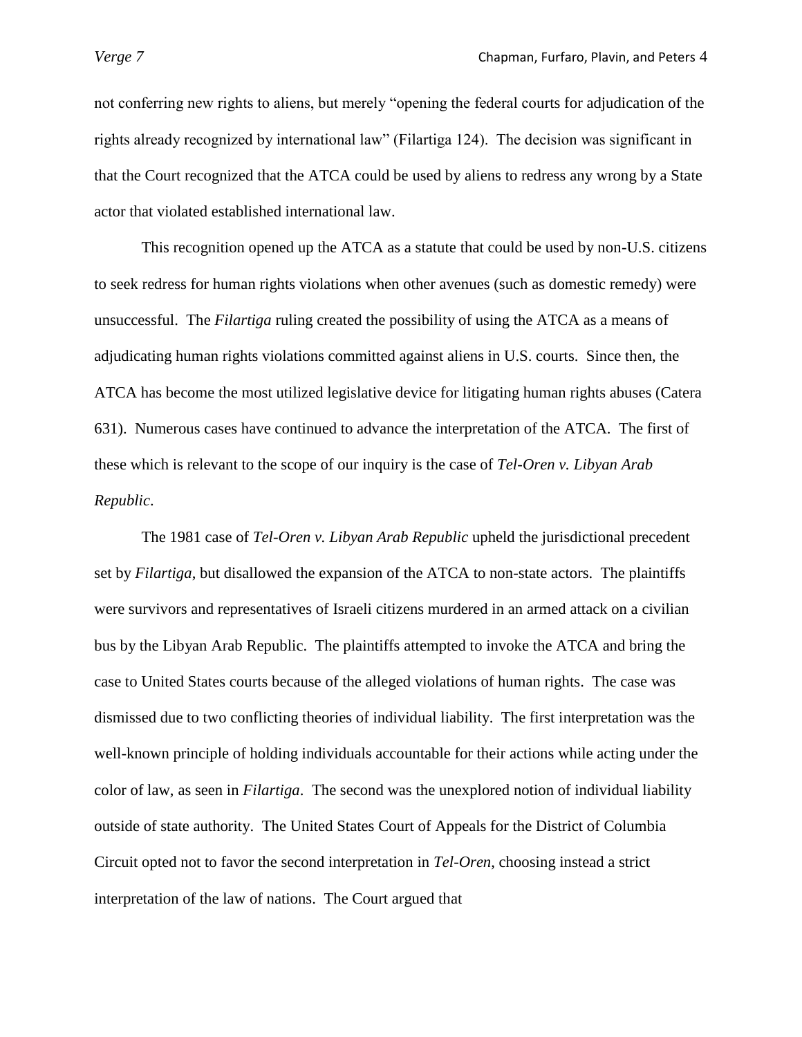not conferring new rights to aliens, but merely "opening the federal courts for adjudication of the rights already recognized by international law" (Filartiga 124). The decision was significant in that the Court recognized that the ATCA could be used by aliens to redress any wrong by a State actor that violated established international law.

This recognition opened up the ATCA as a statute that could be used by non-U.S. citizens to seek redress for human rights violations when other avenues (such as domestic remedy) were unsuccessful. The *Filartiga* ruling created the possibility of using the ATCA as a means of adjudicating human rights violations committed against aliens in U.S. courts. Since then, the ATCA has become the most utilized legislative device for litigating human rights abuses (Catera 631). Numerous cases have continued to advance the interpretation of the ATCA. The first of these which is relevant to the scope of our inquiry is the case of *Tel-Oren v. Libyan Arab Republic*.

The 1981 case of *Tel-Oren v. Libyan Arab Republic* upheld the jurisdictional precedent set by *Filartiga*, but disallowed the expansion of the ATCA to non-state actors. The plaintiffs were survivors and representatives of Israeli citizens murdered in an armed attack on a civilian bus by the Libyan Arab Republic. The plaintiffs attempted to invoke the ATCA and bring the case to United States courts because of the alleged violations of human rights. The case was dismissed due to two conflicting theories of individual liability. The first interpretation was the well-known principle of holding individuals accountable for their actions while acting under the color of law, as seen in *Filartiga*. The second was the unexplored notion of individual liability outside of state authority. The United States Court of Appeals for the District of Columbia Circuit opted not to favor the second interpretation in *Tel-Oren*, choosing instead a strict interpretation of the law of nations. The Court argued that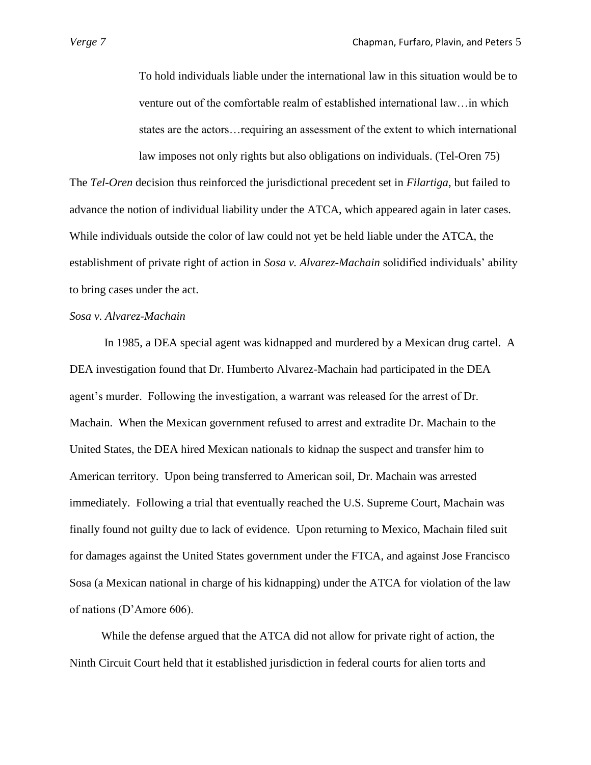> To hold individuals liable under the international law in this situation would be to venture out of the comfortable realm of established international law…in which states are the actors…requiring an assessment of the extent to which international law imposes not only rights but also obligations on individuals. (Tel-Oren 75)

The *Tel-Oren* decision thus reinforced the jurisdictional precedent set in *Filartiga*, but failed to advance the notion of individual liability under the ATCA, which appeared again in later cases. While individuals outside the color of law could not yet be held liable under the ATCA, the establishment of private right of action in *Sosa v. Alvarez-Machain* solidified individuals' ability to bring cases under the act.

*Sosa v. Alvarez-Machain*

In 1985, a DEA special agent was kidnapped and murdered by a Mexican drug cartel. A DEA investigation found that Dr. Humberto Alvarez-Machain had participated in the DEA agent's murder. Following the investigation, a warrant was released for the arrest of Dr. Machain. When the Mexican government refused to arrest and extradite Dr. Machain to the United States, the DEA hired Mexican nationals to kidnap the suspect and transfer him to American territory. Upon being transferred to American soil, Dr. Machain was arrested immediately. Following a trial that eventually reached the U.S. Supreme Court, Machain was finally found not guilty due to lack of evidence. Upon returning to Mexico, Machain filed suit for damages against the United States government under the FTCA, and against Jose Francisco Sosa (a Mexican national in charge of his kidnapping) under the ATCA for violation of the law of nations (D'Amore 606).

While the defense argued that the ATCA did not allow for private right of action, the Ninth Circuit Court held that it established jurisdiction in federal courts for alien torts and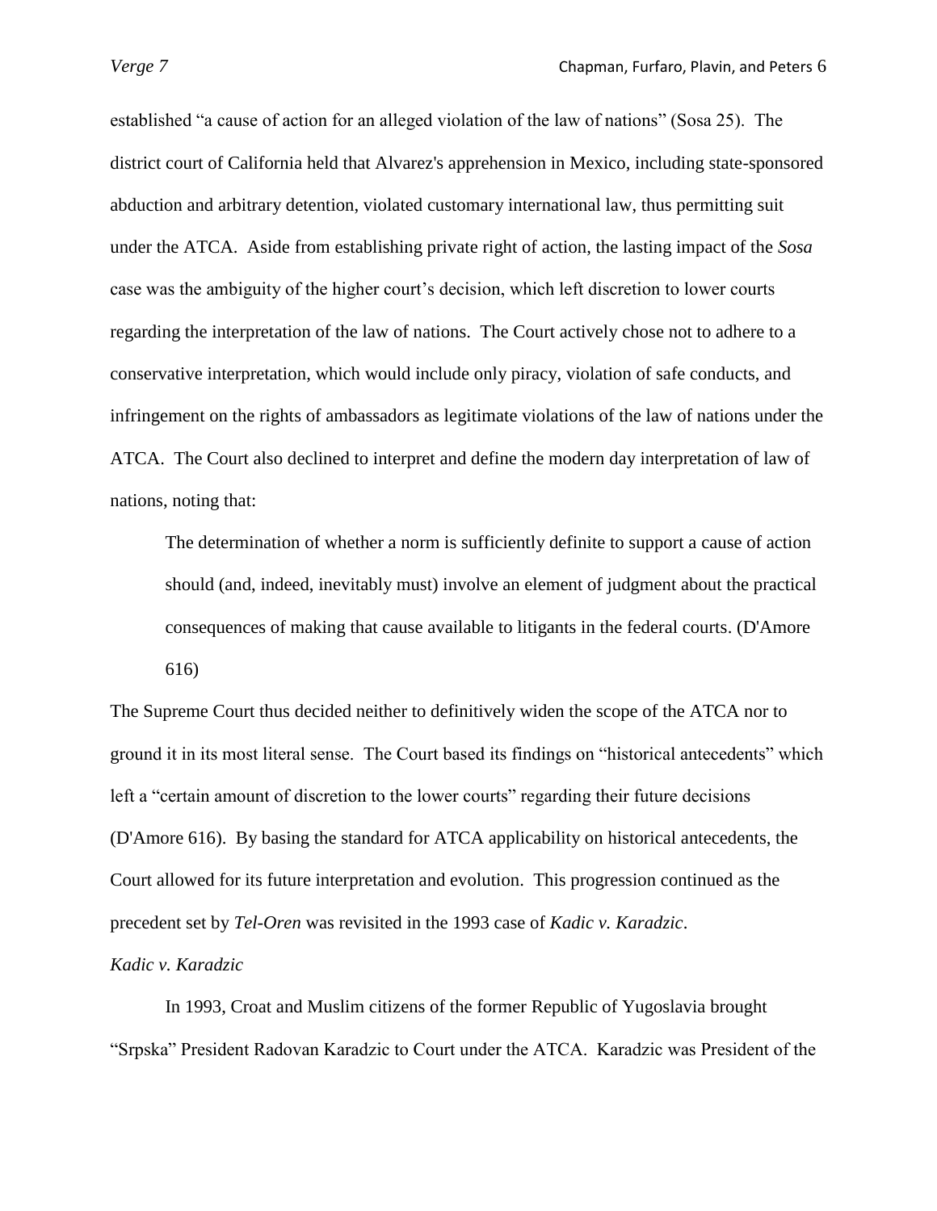established "a cause of action for an alleged violation of the law of nations" (Sosa 25). The district court of California held that Alvarez's apprehension in Mexico, including state-sponsored abduction and arbitrary detention, violated customary international law, thus permitting suit under the ATCA. Aside from establishing private right of action, the lasting impact of the *Sosa* case was the ambiguity of the higher court's decision, which left discretion to lower courts regarding the interpretation of the law of nations. The Court actively chose not to adhere to a conservative interpretation, which would include only piracy, violation of safe conducts, and infringement on the rights of ambassadors as legitimate violations of the law of nations under the ATCA. The Court also declined to interpret and define the modern day interpretation of law of nations, noting that:

> The determination of whether a norm is sufficiently definite to support a cause of action should (and, indeed, inevitably must) involve an element of judgment about the practical consequences of making that cause available to litigants in the federal courts. (D'Amore 616)

The Supreme Court thus decided neither to definitively widen the scope of the ATCA nor to ground it in its most literal sense. The Court based its findings on "historical antecedents" which left a "certain amount of discretion to the lower courts" regarding their future decisions (D'Amore 616). By basing the standard for ATCA applicability on historical antecedents, the Court allowed for its future interpretation and evolution. This progression continued as the precedent set by *Tel-Oren* was revisited in the 1993 case of *Kadic v. Karadzic*.

### *Kadic v. Karadzic*

In 1993, Croat and Muslim citizens of the former Republic of Yugoslavia brought "Srpska" President Radovan Karadzic to Court under the ATCA. Karadzic was President of the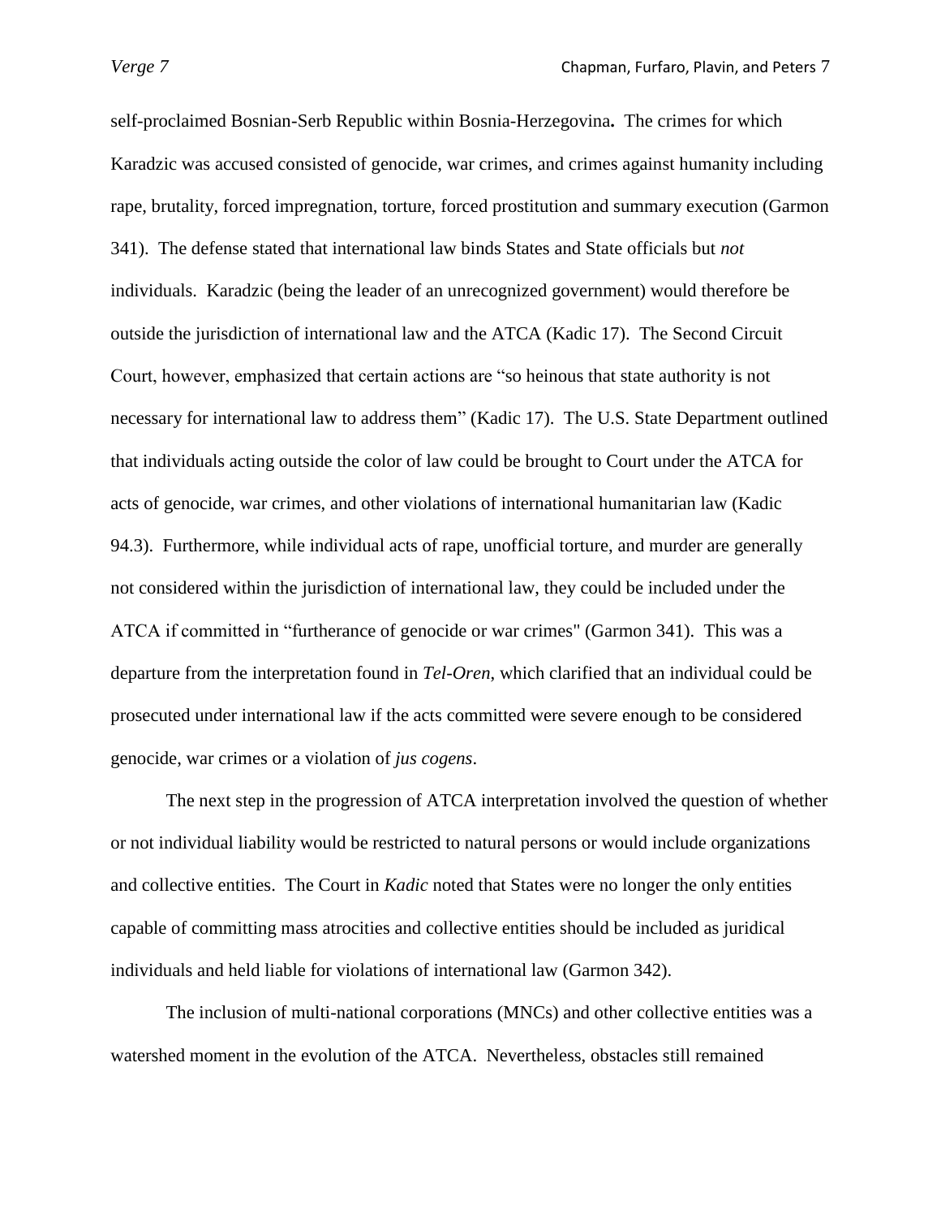self-proclaimed Bosnian-Serb Republic within Bosnia-Herzegovina**.** The crimes for which Karadzic was accused consisted of genocide, war crimes, and crimes against humanity including rape, brutality, forced impregnation, torture, forced prostitution and summary execution (Garmon 341). The defense stated that international law binds States and State officials but *not* individuals. Karadzic (being the leader of an unrecognized government) would therefore be outside the jurisdiction of international law and the ATCA (Kadic 17). The Second Circuit Court, however, emphasized that certain actions are "so heinous that state authority is not necessary for international law to address them" (Kadic 17). The U.S. State Department outlined that individuals acting outside the color of law could be brought to Court under the ATCA for acts of genocide, war crimes, and other violations of international humanitarian law (Kadic 94.3). Furthermore, while individual acts of rape, unofficial torture, and murder are generally not considered within the jurisdiction of international law, they could be included under the ATCA if committed in "furtherance of genocide or war crimes" (Garmon 341). This was a departure from the interpretation found in *Tel-Oren*, which clarified that an individual could be prosecuted under international law if the acts committed were severe enough to be considered genocide, war crimes or a violation of *jus cogens*.

The next step in the progression of ATCA interpretation involved the question of whether or not individual liability would be restricted to natural persons or would include organizations and collective entities. The Court in *Kadic* noted that States were no longer the only entities capable of committing mass atrocities and collective entities should be included as juridical individuals and held liable for violations of international law (Garmon 342).

The inclusion of multi-national corporations (MNCs) and other collective entities was a watershed moment in the evolution of the ATCA. Nevertheless, obstacles still remained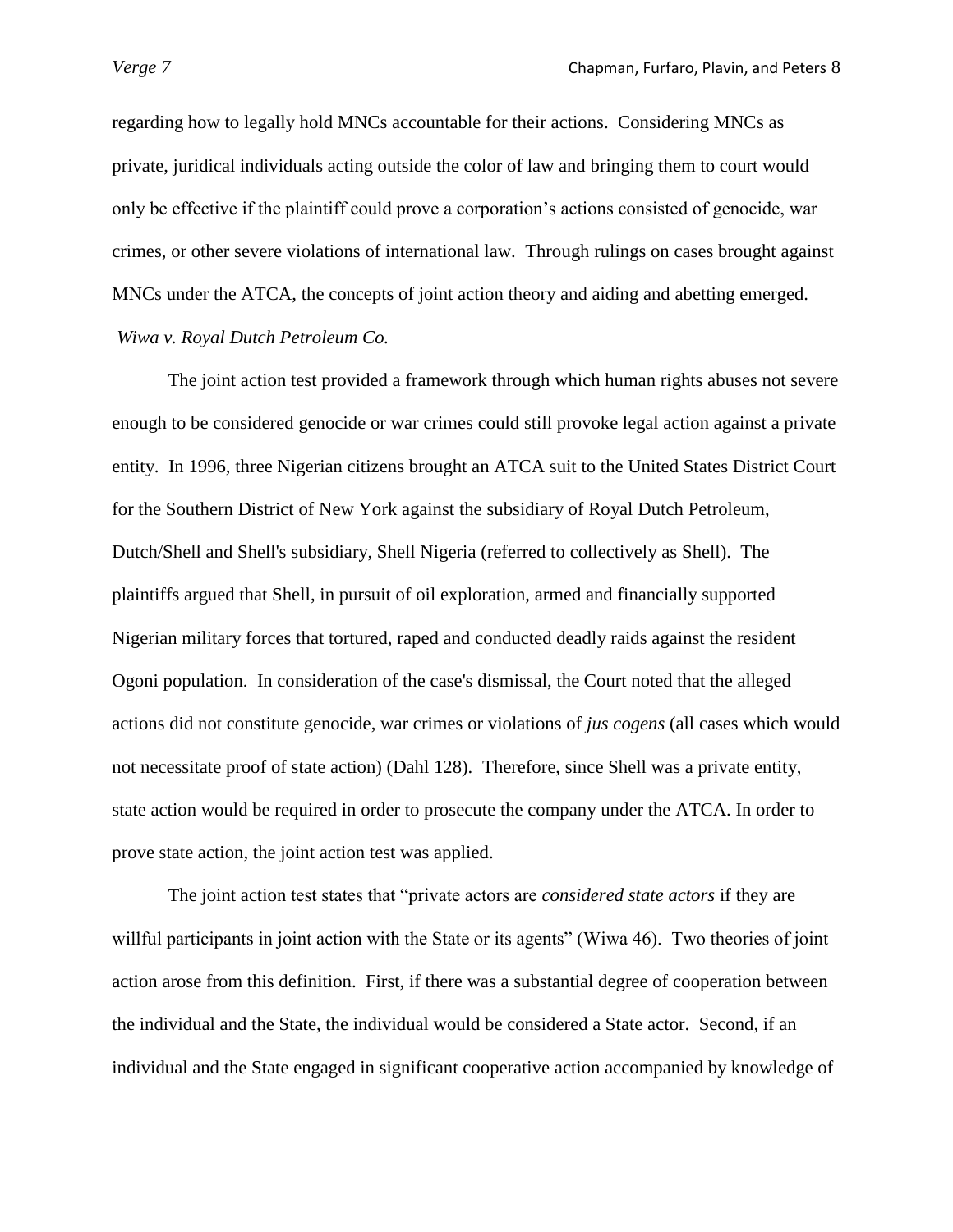regarding how to legally hold MNCs accountable for their actions. Considering MNCs as private, juridical individuals acting outside the color of law and bringing them to court would only be effective if the plaintiff could prove a corporation's actions consisted of genocide, war crimes, or other severe violations of international law. Through rulings on cases brought against MNCs under the ATCA, the concepts of joint action theory and aiding and abetting emerged.

*Wiwa v. Royal Dutch Petroleum Co.*

The joint action test provided a framework through which human rights abuses not severe enough to be considered genocide or war crimes could still provoke legal action against a private entity. In 1996, three Nigerian citizens brought an ATCA suit to the United States District Court for the Southern District of New York against the subsidiary of Royal Dutch Petroleum, Dutch/Shell and Shell's subsidiary, Shell Nigeria (referred to collectively as Shell). The plaintiffs argued that Shell, in pursuit of oil exploration, armed and financially supported Nigerian military forces that tortured, raped and conducted deadly raids against the resident Ogoni population. In consideration of the case's dismissal, the Court noted that the alleged actions did not constitute genocide, war crimes or violations of *jus cogens* (all cases which would not necessitate proof of state action) (Dahl 128). Therefore, since Shell was a private entity, state action would be required in order to prosecute the company under the ATCA. In order to prove state action, the joint action test was applied.

The joint action test states that "private actors are *considered state actors* if they are willful participants in joint action with the State or its agents" (Wiwa 46). Two theories of joint action arose from this definition. First, if there was a substantial degree of cooperation between the individual and the State, the individual would be considered a State actor. Second, if an individual and the State engaged in significant cooperative action accompanied by knowledge of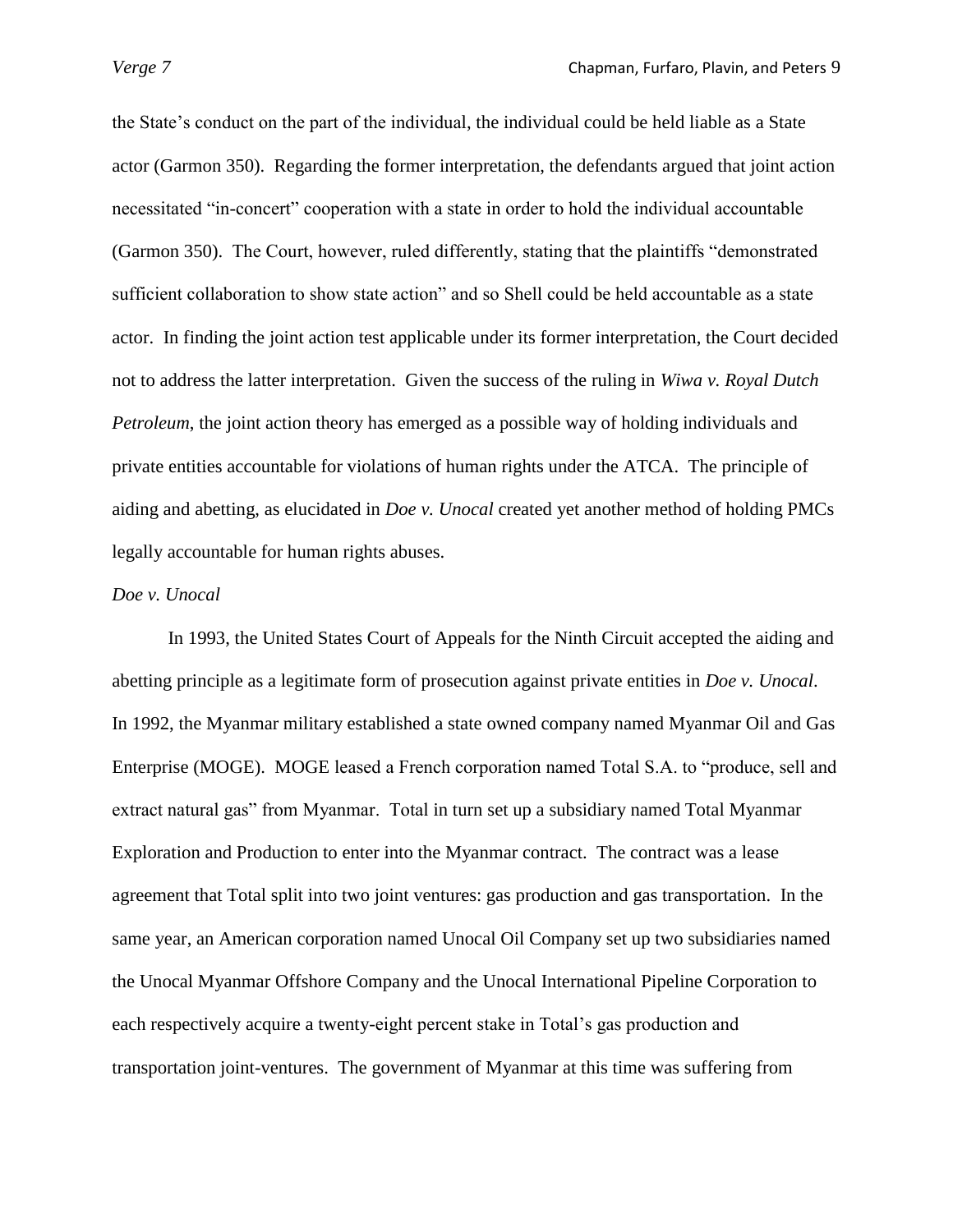the State's conduct on the part of the individual, the individual could be held liable as a State actor (Garmon 350). Regarding the former interpretation, the defendants argued that joint action necessitated "in-concert" cooperation with a state in order to hold the individual accountable (Garmon 350). The Court, however, ruled differently, stating that the plaintiffs "demonstrated sufficient collaboration to show state action" and so Shell could be held accountable as a state actor. In finding the joint action test applicable under its former interpretation, the Court decided not to address the latter interpretation. Given the success of the ruling in *Wiwa v. Royal Dutch Petroleum*, the joint action theory has emerged as a possible way of holding individuals and private entities accountable for violations of human rights under the ATCA. The principle of aiding and abetting, as elucidated in *Doe v. Unocal* created yet another method of holding PMCs legally accountable for human rights abuses.

*Doe v. Unocal*

In 1993, the United States Court of Appeals for the Ninth Circuit accepted the aiding and abetting principle as a legitimate form of prosecution against private entities in *Doe v. Unocal*. In 1992, the Myanmar military established a state owned company named Myanmar Oil and Gas Enterprise (MOGE). MOGE leased a French corporation named Total S.A. to "produce, sell and extract natural gas" from Myanmar. Total in turn set up a subsidiary named Total Myanmar Exploration and Production to enter into the Myanmar contract. The contract was a lease agreement that Total split into two joint ventures: gas production and gas transportation. In the same year, an American corporation named Unocal Oil Company set up two subsidiaries named the Unocal Myanmar Offshore Company and the Unocal International Pipeline Corporation to each respectively acquire a twenty-eight percent stake in Total's gas production and transportation joint-ventures. The government of Myanmar at this time was suffering from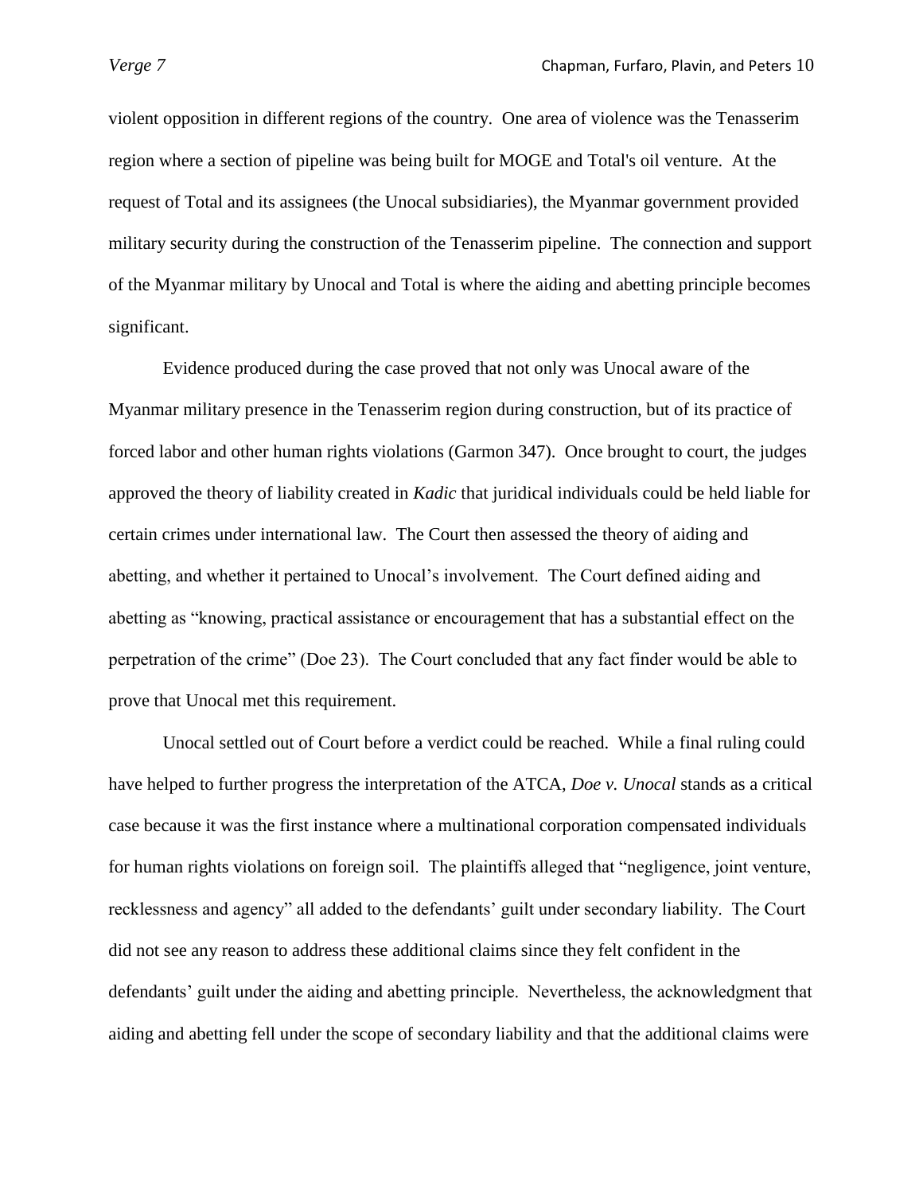violent opposition in different regions of the country. One area of violence was the Tenasserim region where a section of pipeline was being built for MOGE and Total's oil venture. At the request of Total and its assignees (the Unocal subsidiaries), the Myanmar government provided military security during the construction of the Tenasserim pipeline. The connection and support of the Myanmar military by Unocal and Total is where the aiding and abetting principle becomes significant.

Evidence produced during the case proved that not only was Unocal aware of the Myanmar military presence in the Tenasserim region during construction, but of its practice of forced labor and other human rights violations (Garmon 347). Once brought to court, the judges approved the theory of liability created in *Kadic* that juridical individuals could be held liable for certain crimes under international law. The Court then assessed the theory of aiding and abetting, and whether it pertained to Unocal's involvement. The Court defined aiding and abetting as "knowing, practical assistance or encouragement that has a substantial effect on the perpetration of the crime" (Doe 23). The Court concluded that any fact finder would be able to prove that Unocal met this requirement.

Unocal settled out of Court before a verdict could be reached. While a final ruling could have helped to further progress the interpretation of the ATCA, *Doe v. Unocal* stands as a critical case because it was the first instance where a multinational corporation compensated individuals for human rights violations on foreign soil. The plaintiffs alleged that "negligence, joint venture, recklessness and agency" all added to the defendants' guilt under secondary liability. The Court did not see any reason to address these additional claims since they felt confident in the defendants' guilt under the aiding and abetting principle. Nevertheless, the acknowledgment that aiding and abetting fell under the scope of secondary liability and that the additional claims were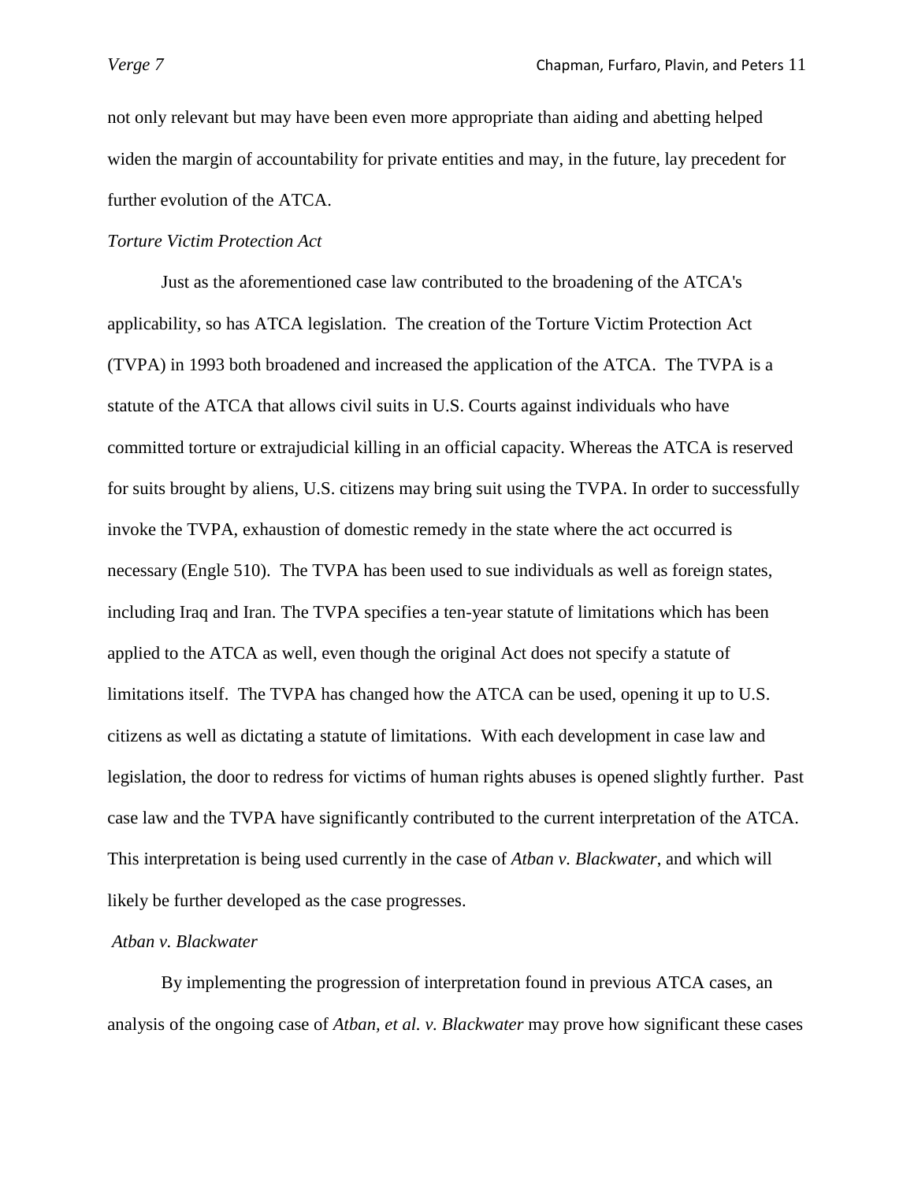not only relevant but may have been even more appropriate than aiding and abetting helped widen the margin of accountability for private entities and may, in the future, lay precedent for further evolution of the ATCA.

*Torture Victim Protection Act*

Just as the aforementioned case law contributed to the broadening of the ATCA's applicability, so has ATCA legislation. The creation of the Torture Victim Protection Act (TVPA) in 1993 both broadened and increased the application of the ATCA. The TVPA is a statute of the ATCA that allows civil suits in U.S. Courts against individuals who have committed torture or extrajudicial killing in an official capacity. Whereas the ATCA is reserved for suits brought by aliens, U.S. citizens may bring suit using the TVPA. In order to successfully invoke the TVPA, exhaustion of domestic remedy in the state where the act occurred is necessary (Engle 510). The TVPA has been used to sue individuals as well as foreign states, including Iraq and Iran. The TVPA specifies a ten-year statute of limitations which has been applied to the ATCA as well, even though the original Act does not specify a statute of limitations itself. The TVPA has changed how the ATCA can be used, opening it up to U.S. citizens as well as dictating a statute of limitations. With each development in case law and legislation, the door to redress for victims of human rights abuses is opened slightly further. Past case law and the TVPA have significantly contributed to the current interpretation of the ATCA. This interpretation is being used currently in the case of *Atban v. Blackwater*, and which will likely be further developed as the case progresses.

*Atban v. Blackwater*

By implementing the progression of interpretation found in previous ATCA cases, an analysis of the ongoing case of *Atban, et al. v. Blackwater* may prove how significant these cases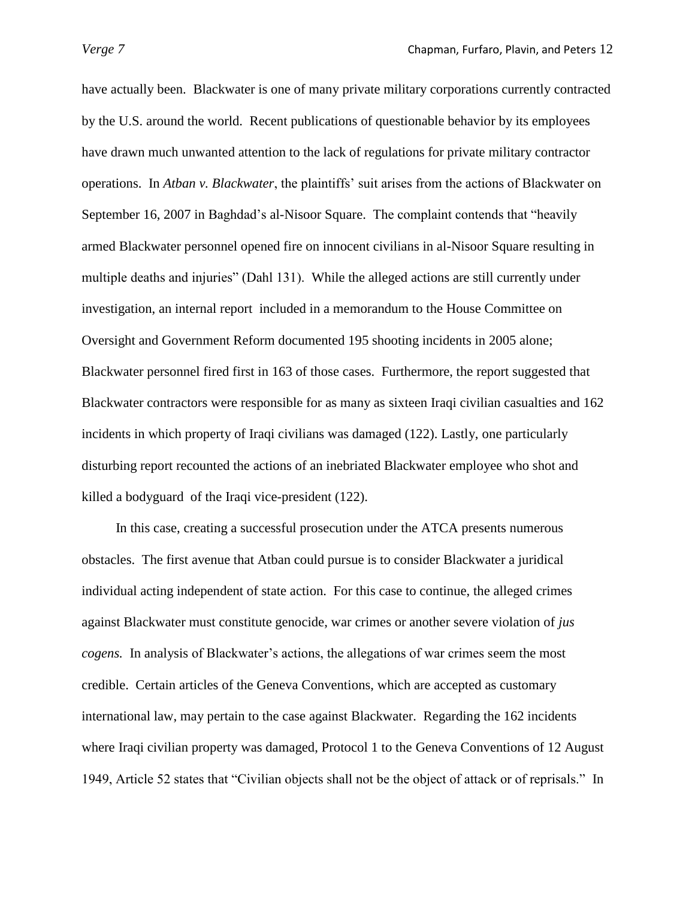have actually been. Blackwater is one of many private military corporations currently contracted by the U.S. around the world. Recent publications of questionable behavior by its employees have drawn much unwanted attention to the lack of regulations for private military contractor operations. In *Atban v. Blackwater*, the plaintiffs' suit arises from the actions of Blackwater on September 16, 2007 in Baghdad's al-Nisoor Square. The complaint contends that "heavily armed Blackwater personnel opened fire on innocent civilians in al-Nisoor Square resulting in multiple deaths and injuries" (Dahl 131). While the alleged actions are still currently under investigation, an internal report included in a memorandum to the House Committee on Oversight and Government Reform documented 195 shooting incidents in 2005 alone; Blackwater personnel fired first in 163 of those cases. Furthermore, the report suggested that Blackwater contractors were responsible for as many as sixteen Iraqi civilian casualties and 162 incidents in which property of Iraqi civilians was damaged (122). Lastly, one particularly disturbing report recounted the actions of an inebriated Blackwater employee who shot and killed a bodyguard of the Iraqi vice-president (122).

In this case, creating a successful prosecution under the ATCA presents numerous obstacles. The first avenue that Atban could pursue is to consider Blackwater a juridical individual acting independent of state action. For this case to continue, the alleged crimes against Blackwater must constitute genocide, war crimes or another severe violation of *jus cogens.* In analysis of Blackwater's actions, the allegations of war crimes seem the most credible. Certain articles of the Geneva Conventions, which are accepted as customary international law, may pertain to the case against Blackwater. Regarding the 162 incidents where Iraqi civilian property was damaged, Protocol 1 to the Geneva Conventions of 12 August 1949, Article 52 states that "Civilian objects shall not be the object of attack or of reprisals." In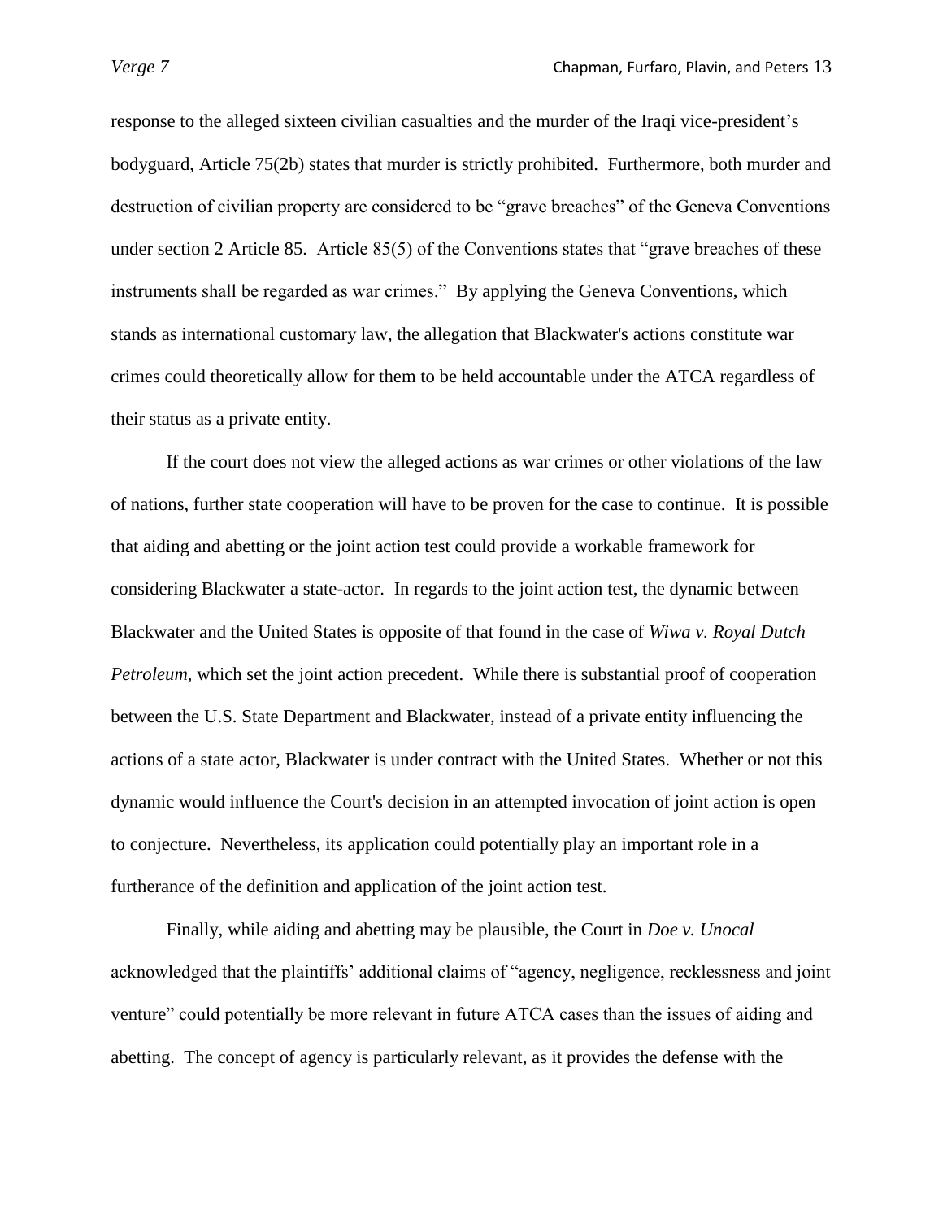response to the alleged sixteen civilian casualties and the murder of the Iraqi vice-president's bodyguard, Article 75(2b) states that murder is strictly prohibited. Furthermore, both murder and destruction of civilian property are considered to be "grave breaches" of the Geneva Conventions under section 2 Article 85. Article 85(5) of the Conventions states that "grave breaches of these instruments shall be regarded as war crimes." By applying the Geneva Conventions, which stands as international customary law, the allegation that Blackwater's actions constitute war crimes could theoretically allow for them to be held accountable under the ATCA regardless of their status as a private entity.

If the court does not view the alleged actions as war crimes or other violations of the law of nations, further state cooperation will have to be proven for the case to continue. It is possible that aiding and abetting or the joint action test could provide a workable framework for considering Blackwater a state-actor. In regards to the joint action test, the dynamic between Blackwater and the United States is opposite of that found in the case of *Wiwa v. Royal Dutch Petroleum*, which set the joint action precedent. While there is substantial proof of cooperation between the U.S. State Department and Blackwater, instead of a private entity influencing the actions of a state actor, Blackwater is under contract with the United States. Whether or not this dynamic would influence the Court's decision in an attempted invocation of joint action is open to conjecture. Nevertheless, its application could potentially play an important role in a furtherance of the definition and application of the joint action test.

Finally, while aiding and abetting may be plausible, the Court in *Doe v. Unocal* acknowledged that the plaintiffs' additional claims of "agency, negligence, recklessness and joint venture" could potentially be more relevant in future ATCA cases than the issues of aiding and abetting. The concept of agency is particularly relevant, as it provides the defense with the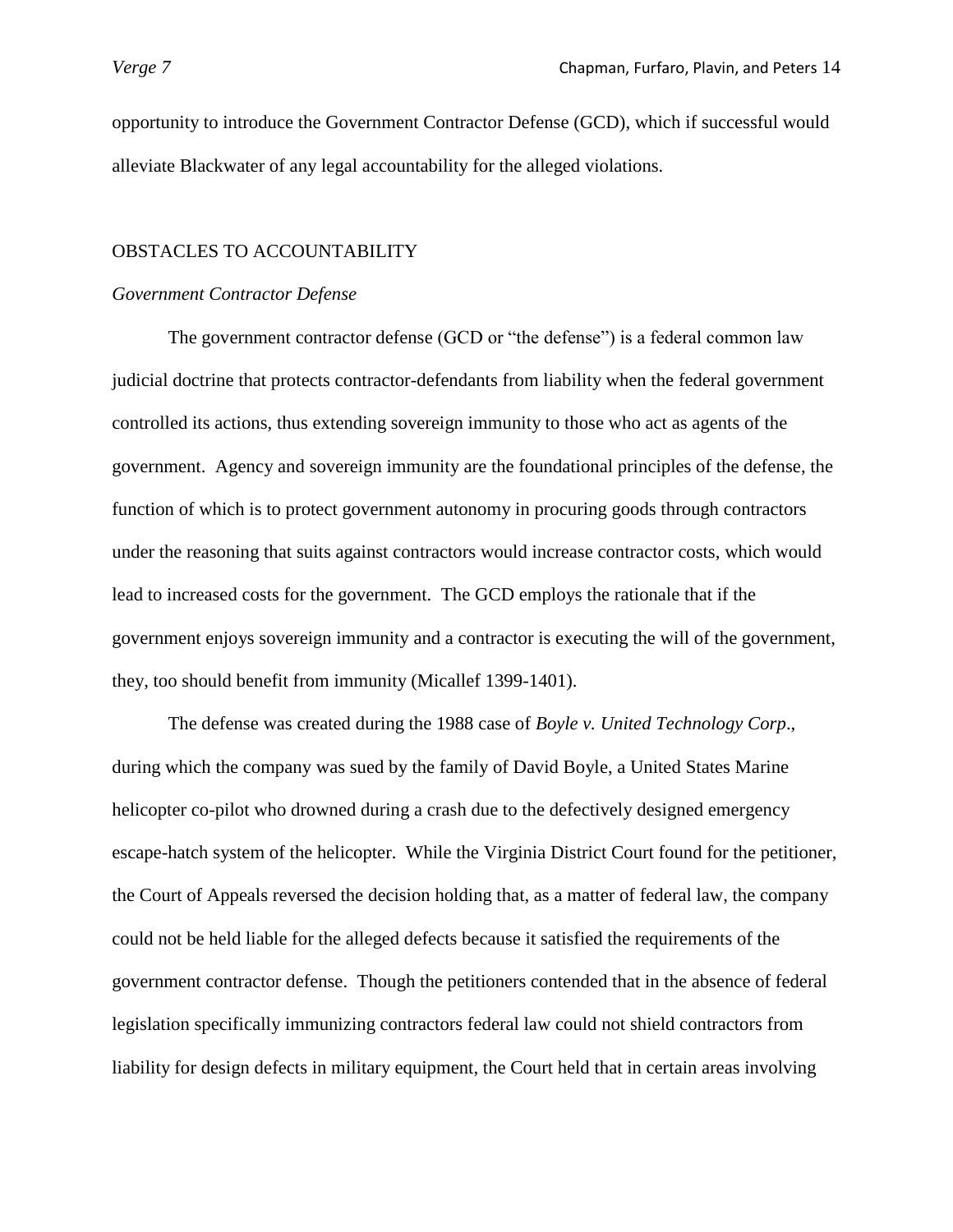opportunity to introduce the Government Contractor Defense (GCD), which if successful would alleviate Blackwater of any legal accountability for the alleged violations.

## OBSTACLES TO ACCOUNTABILITY

### *Government Contractor Defense*

The government contractor defense (GCD or "the defense") is a federal common law judicial doctrine that protects contractor-defendants from liability when the federal government controlled its actions, thus extending sovereign immunity to those who act as agents of the government. Agency and sovereign immunity are the foundational principles of the defense, the function of which is to protect government autonomy in procuring goods through contractors under the reasoning that suits against contractors would increase contractor costs, which would lead to increased costs for the government. The GCD employs the rationale that if the government enjoys sovereign immunity and a contractor is executing the will of the government, they, too should benefit from immunity (Micallef 1399-1401).

The defense was created during the 1988 case of *Boyle v. United Technology Corp*., during which the company was sued by the family of David Boyle, a United States Marine helicopter co-pilot who drowned during a crash due to the defectively designed emergency escape-hatch system of the helicopter. While the Virginia District Court found for the petitioner, the Court of Appeals reversed the decision holding that, as a matter of federal law, the company could not be held liable for the alleged defects because it satisfied the requirements of the government contractor defense. Though the petitioners contended that in the absence of federal legislation specifically immunizing contractors federal law could not shield contractors from liability for design defects in military equipment, the Court held that in certain areas involving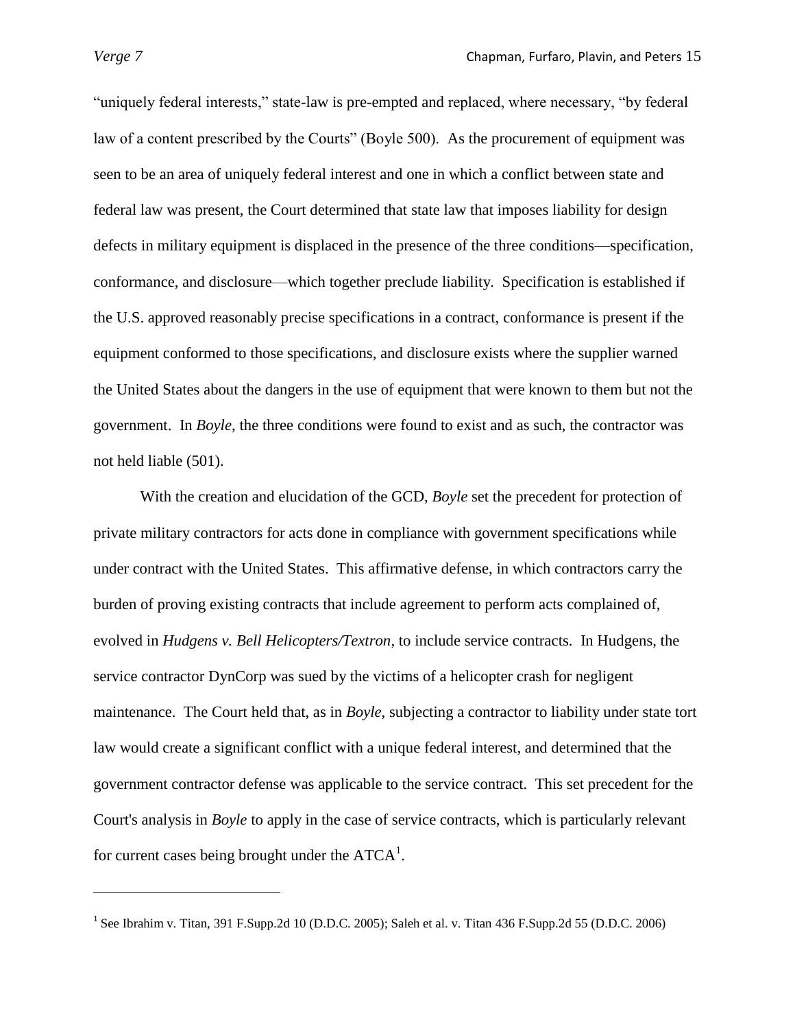"uniquely federal interests," state-law is pre-empted and replaced, where necessary, "by federal law of a content prescribed by the Courts" (Boyle 500). As the procurement of equipment was seen to be an area of uniquely federal interest and one in which a conflict between state and federal law was present, the Court determined that state law that imposes liability for design defects in military equipment is displaced in the presence of the three conditions—specification, conformance, and disclosure—which together preclude liability. Specification is established if the U.S. approved reasonably precise specifications in a contract, conformance is present if the equipment conformed to those specifications, and disclosure exists where the supplier warned the United States about the dangers in the use of equipment that were known to them but not the government. In *Boyle*, the three conditions were found to exist and as such, the contractor was not held liable (501).

With the creation and elucidation of the GCD, *Boyle* set the precedent for protection of private military contractors for acts done in compliance with government specifications while under contract with the United States. This affirmative defense, in which contractors carry the burden of proving existing contracts that include agreement to perform acts complained of, evolved in *Hudgens v. Bell Helicopters/Textron*, to include service contracts. In Hudgens, the service contractor DynCorp was sued by the victims of a helicopter crash for negligent maintenance. The Court held that, as in *Boyle*, subjecting a contractor to liability under state tort law would create a significant conflict with a unique federal interest, and determined that the government contractor defense was applicable to the service contract. This set precedent for the Court's analysis in *Boyle* to apply in the case of service contracts, which is particularly relevant for current cases being brought under the ATCA[1].

---

[1] See Ibrahim v. Titan, 391 F.Supp.2d 10 (D.D.C. 2005); Saleh et al. v. Titan 436 F.Supp.2d 55 (D.D.C. 2006)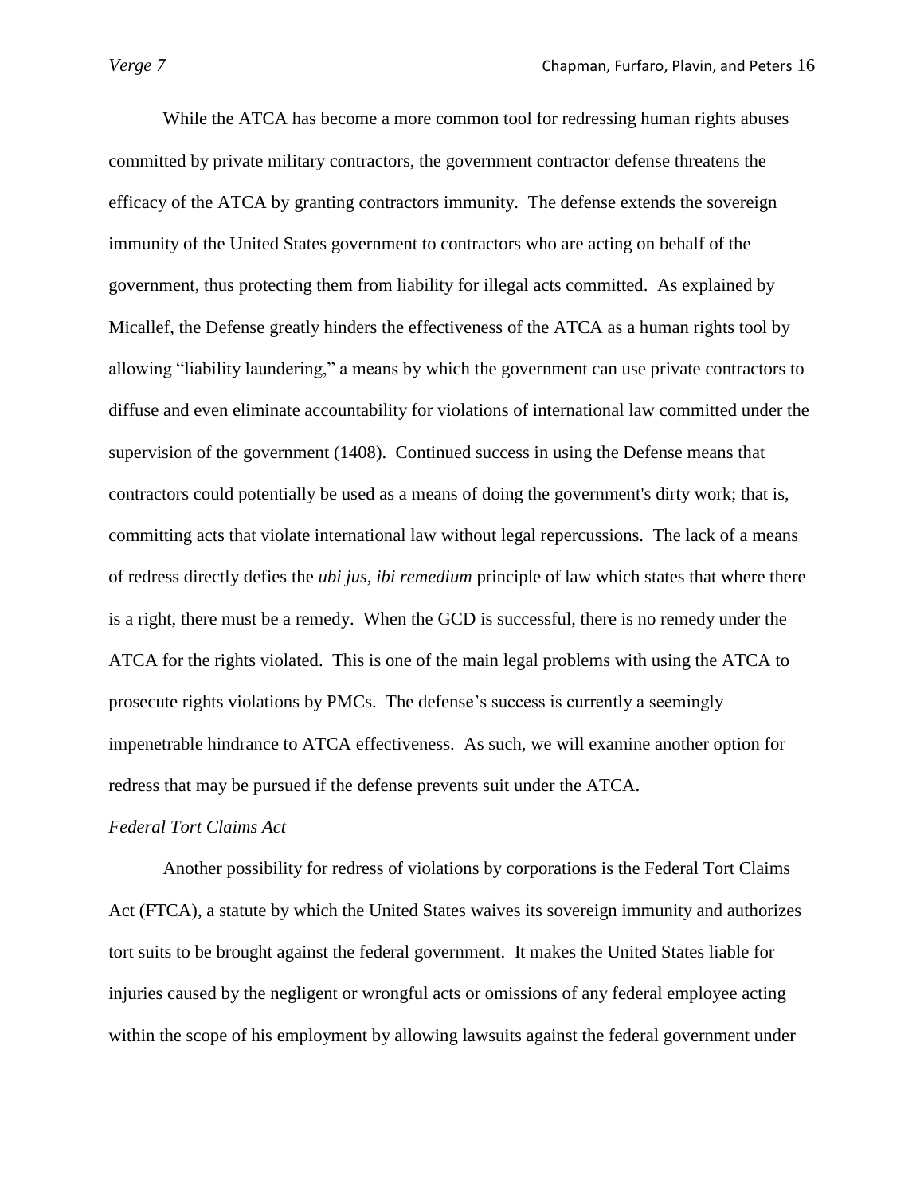While the ATCA has become a more common tool for redressing human rights abuses committed by private military contractors, the government contractor defense threatens the efficacy of the ATCA by granting contractors immunity. The defense extends the sovereign immunity of the United States government to contractors who are acting on behalf of the government, thus protecting them from liability for illegal acts committed. As explained by Micallef, the Defense greatly hinders the effectiveness of the ATCA as a human rights tool by allowing "liability laundering," a means by which the government can use private contractors to diffuse and even eliminate accountability for violations of international law committed under the supervision of the government (1408). Continued success in using the Defense means that contractors could potentially be used as a means of doing the government's dirty work; that is, committing acts that violate international law without legal repercussions. The lack of a means of redress directly defies the *ubi jus, ibi remedium* principle of law which states that where there is a right, there must be a remedy. When the GCD is successful, there is no remedy under the ATCA for the rights violated. This is one of the main legal problems with using the ATCA to prosecute rights violations by PMCs. The defense's success is currently a seemingly impenetrable hindrance to ATCA effectiveness. As such, we will examine another option for redress that may be pursued if the defense prevents suit under the ATCA.

*Federal Tort Claims Act*

Another possibility for redress of violations by corporations is the Federal Tort Claims Act (FTCA), a statute by which the United States waives its sovereign immunity and authorizes tort suits to be brought against the federal government. It makes the United States liable for injuries caused by the negligent or wrongful acts or omissions of any federal employee acting within the scope of his employment by allowing lawsuits against the federal government under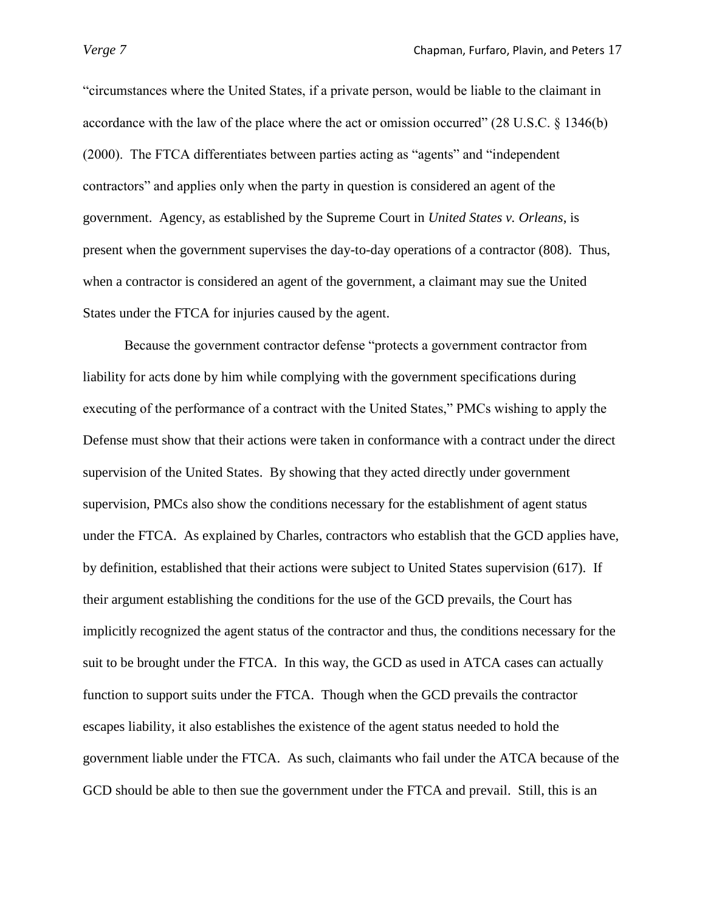"circumstances where the United States, if a private person, would be liable to the claimant in accordance with the law of the place where the act or omission occurred" (28 U.S.C. § 1346(b) (2000). The FTCA differentiates between parties acting as "agents" and "independent contractors" and applies only when the party in question is considered an agent of the government. Agency, as established by the Supreme Court in *United States v. Orleans*, is present when the government supervises the day-to-day operations of a contractor (808). Thus, when a contractor is considered an agent of the government, a claimant may sue the United States under the FTCA for injuries caused by the agent.

Because the government contractor defense "protects a government contractor from liability for acts done by him while complying with the government specifications during executing of the performance of a contract with the United States," PMCs wishing to apply the Defense must show that their actions were taken in conformance with a contract under the direct supervision of the United States. By showing that they acted directly under government supervision, PMCs also show the conditions necessary for the establishment of agent status under the FTCA. As explained by Charles, contractors who establish that the GCD applies have, by definition, established that their actions were subject to United States supervision (617). If their argument establishing the conditions for the use of the GCD prevails, the Court has implicitly recognized the agent status of the contractor and thus, the conditions necessary for the suit to be brought under the FTCA. In this way, the GCD as used in ATCA cases can actually function to support suits under the FTCA. Though when the GCD prevails the contractor escapes liability, it also establishes the existence of the agent status needed to hold the government liable under the FTCA. As such, claimants who fail under the ATCA because of the GCD should be able to then sue the government under the FTCA and prevail. Still, this is an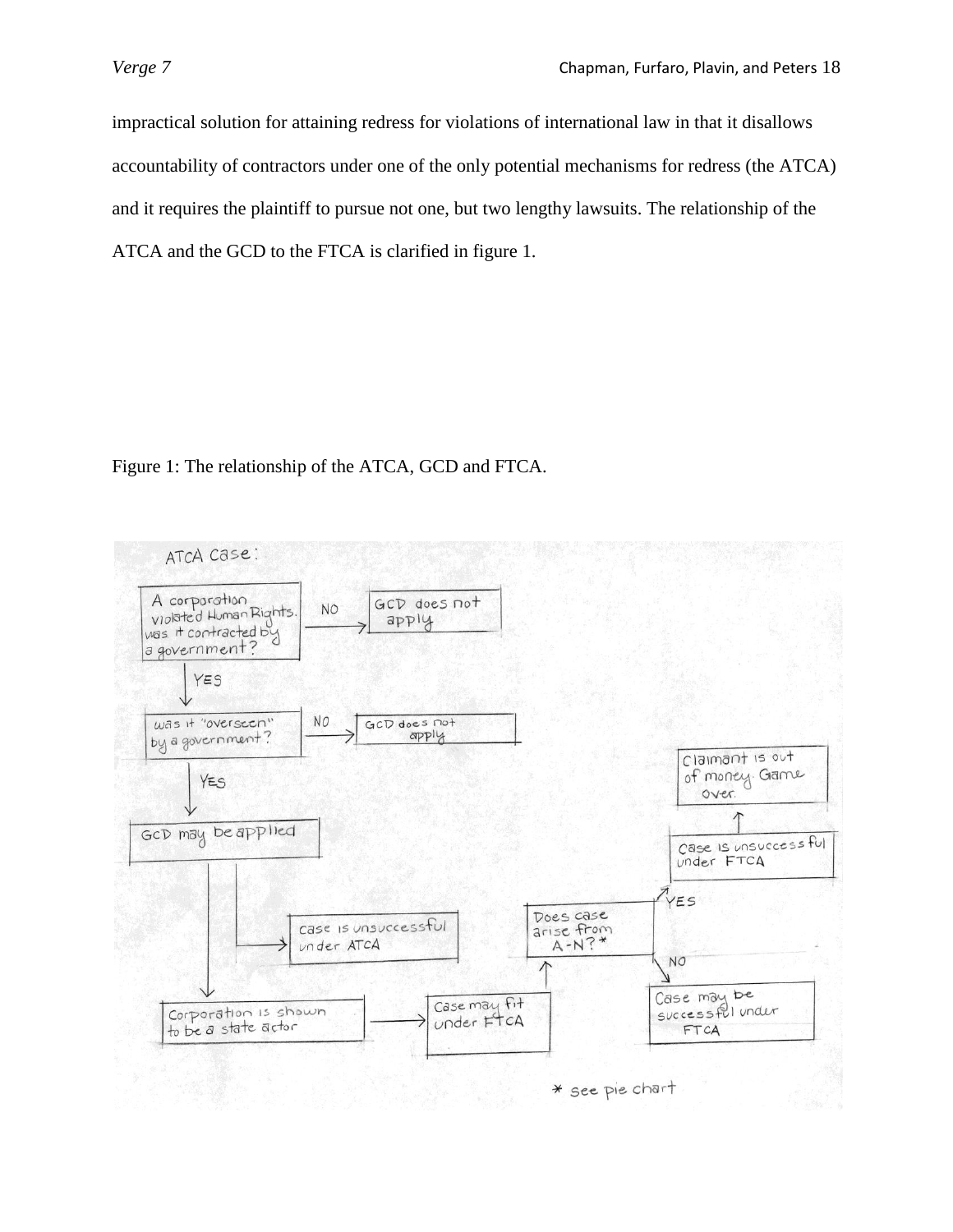impractical solution for attaining redress for violations of international law in that it disallows accountability of contractors under one of the only potential mechanisms for redress (the ATCA) and it requires the plaintiff to pursue not one, but two lengthy lawsuits. The relationship of the ATCA and the GCD to the FTCA is clarified in figure 1.

Figure 1: The relationship of the ATCA, GCD and FTCA.

ATCA Case:

- A corporation violated Human Rights. Was it contracted by a government?
  - NO → GCD does not apply
  - YES → Was it "overseen" by a government?
    - NO → GCD does not apply
    - YES → GCD may be applied
      - → case is unsuccessful under ATCA
      - → Corporation is shown to be a state actor → Case may fit under FTCA → Does case arise from A-N?*
        - YES → Case is unsuccessful under FTCA → Claimant is out of money. Game over.
        - NO → Case may be successful under FTCA

\* see pie chart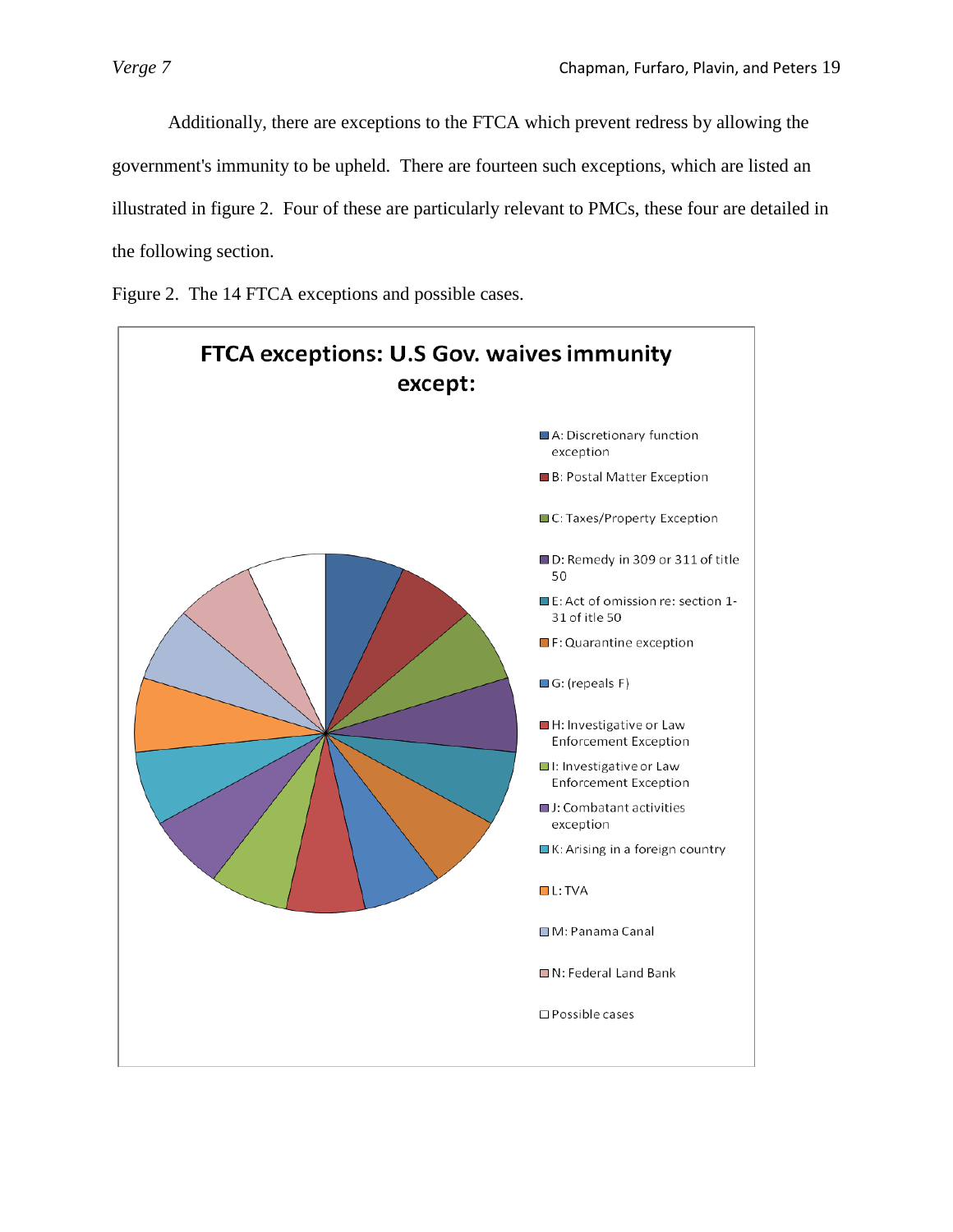Additionally, there are exceptions to the FTCA which prevent redress by allowing the government's immunity to be upheld. There are fourteen such exceptions, which are listed an illustrated in figure 2. Four of these are particularly relevant to PMCs, these four are detailed in the following section.

Figure 2. The 14 FTCA exceptions and possible cases.

**FTCA exceptions: U.S Gov. waives immunity except:**

- A: Discretionary function exception
- B: Postal Matter Exception
- C: Taxes/Property Exception
- D: Remedy in 309 or 311 of title 50
- E: Act of omission re: section 1-31 of itle 50
- F: Quarantine exception
- G: (repeals F)
- H: Investigative or Law Enforcement Exception
- I: Investigative or Law Enforcement Exception
- J: Combatant activities exception
- K: Arising in a foreign country
- L: TVA
- M: Panama Canal
- N: Federal Land Bank
- Possible cases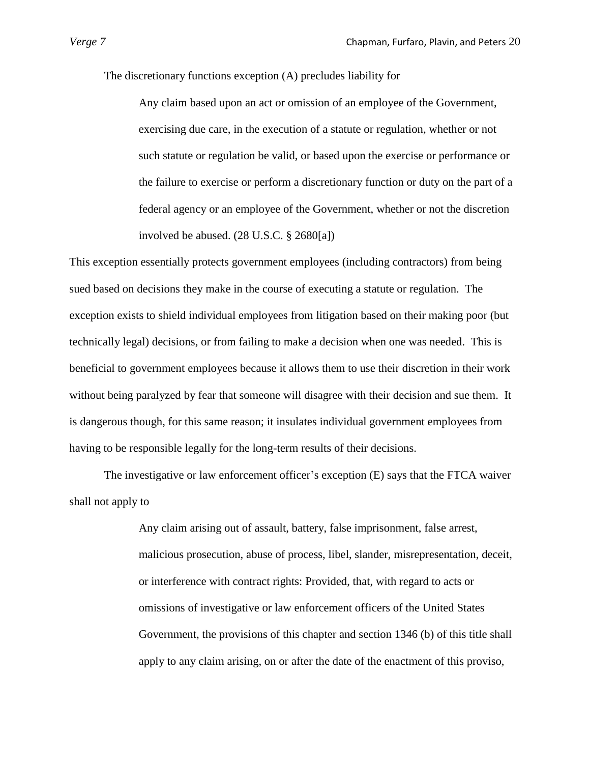The discretionary functions exception (A) precludes liability for

> Any claim based upon an act or omission of an employee of the Government, exercising due care, in the execution of a statute or regulation, whether or not such statute or regulation be valid, or based upon the exercise or performance or the failure to exercise or perform a discretionary function or duty on the part of a federal agency or an employee of the Government, whether or not the discretion involved be abused. (28 U.S.C. § 2680[a])

This exception essentially protects government employees (including contractors) from being sued based on decisions they make in the course of executing a statute or regulation. The exception exists to shield individual employees from litigation based on their making poor (but technically legal) decisions, or from failing to make a decision when one was needed. This is beneficial to government employees because it allows them to use their discretion in their work without being paralyzed by fear that someone will disagree with their decision and sue them. It is dangerous though, for this same reason; it insulates individual government employees from having to be responsible legally for the long-term results of their decisions.

The investigative or law enforcement officer's exception (E) says that the FTCA waiver shall not apply to

> Any claim arising out of assault, battery, false imprisonment, false arrest, malicious prosecution, abuse of process, libel, slander, misrepresentation, deceit, or interference with contract rights: Provided, that, with regard to acts or omissions of investigative or law enforcement officers of the United States Government, the provisions of this chapter and section 1346 (b) of this title shall apply to any claim arising, on or after the date of the enactment of this proviso,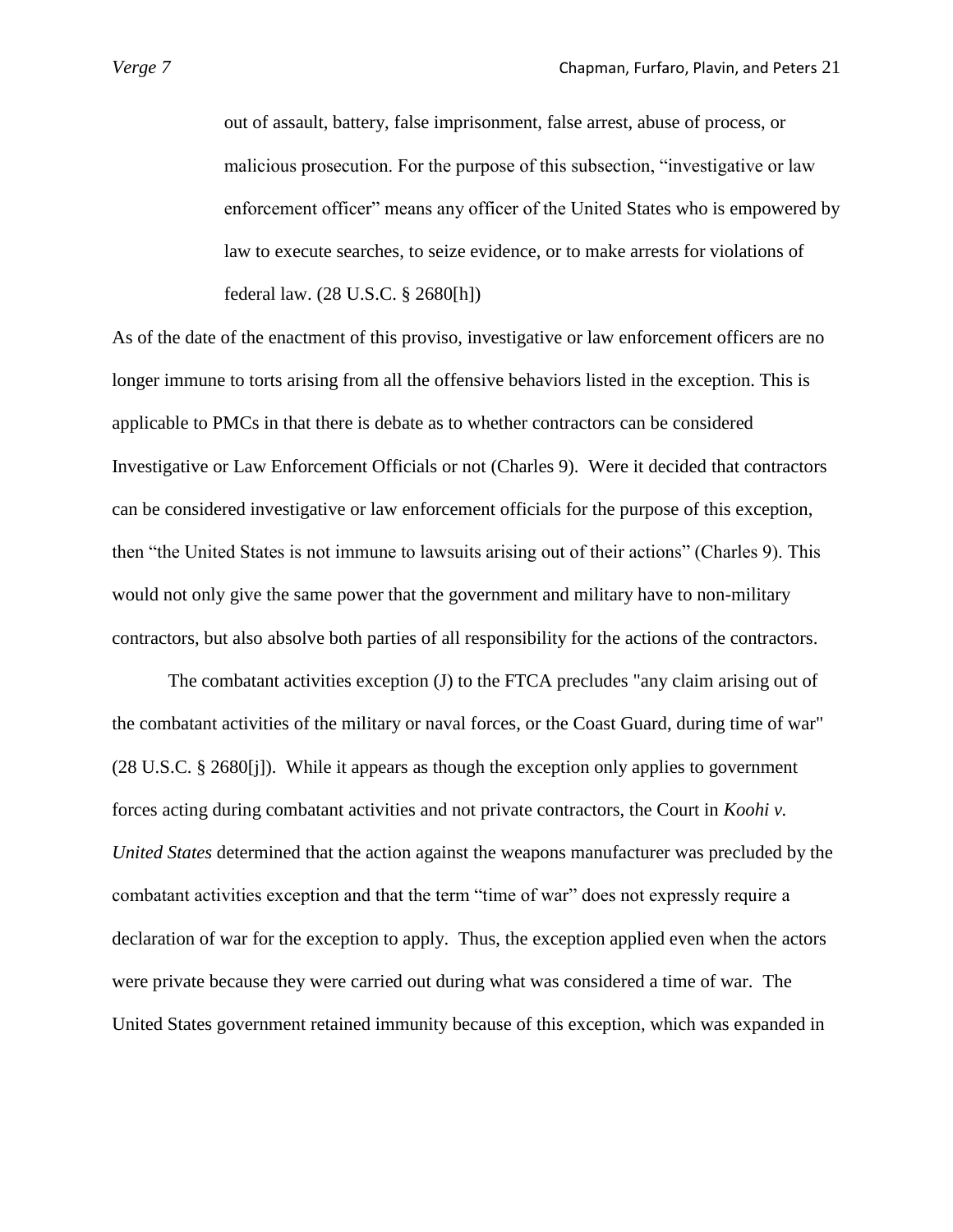> out of assault, battery, false imprisonment, false arrest, abuse of process, or malicious prosecution. For the purpose of this subsection, "investigative or law enforcement officer" means any officer of the United States who is empowered by law to execute searches, to seize evidence, or to make arrests for violations of federal law. (28 U.S.C. § 2680[h])

As of the date of the enactment of this proviso, investigative or law enforcement officers are no longer immune to torts arising from all the offensive behaviors listed in the exception. This is applicable to PMCs in that there is debate as to whether contractors can be considered Investigative or Law Enforcement Officials or not (Charles 9). Were it decided that contractors can be considered investigative or law enforcement officials for the purpose of this exception, then "the United States is not immune to lawsuits arising out of their actions" (Charles 9). This would not only give the same power that the government and military have to non-military contractors, but also absolve both parties of all responsibility for the actions of the contractors.

The combatant activities exception (J) to the FTCA precludes "any claim arising out of the combatant activities of the military or naval forces, or the Coast Guard, during time of war" (28 U.S.C. § 2680[j]). While it appears as though the exception only applies to government forces acting during combatant activities and not private contractors, the Court in *Koohi v. United States* determined that the action against the weapons manufacturer was precluded by the combatant activities exception and that the term "time of war" does not expressly require a declaration of war for the exception to apply. Thus, the exception applied even when the actors were private because they were carried out during what was considered a time of war. The United States government retained immunity because of this exception, which was expanded in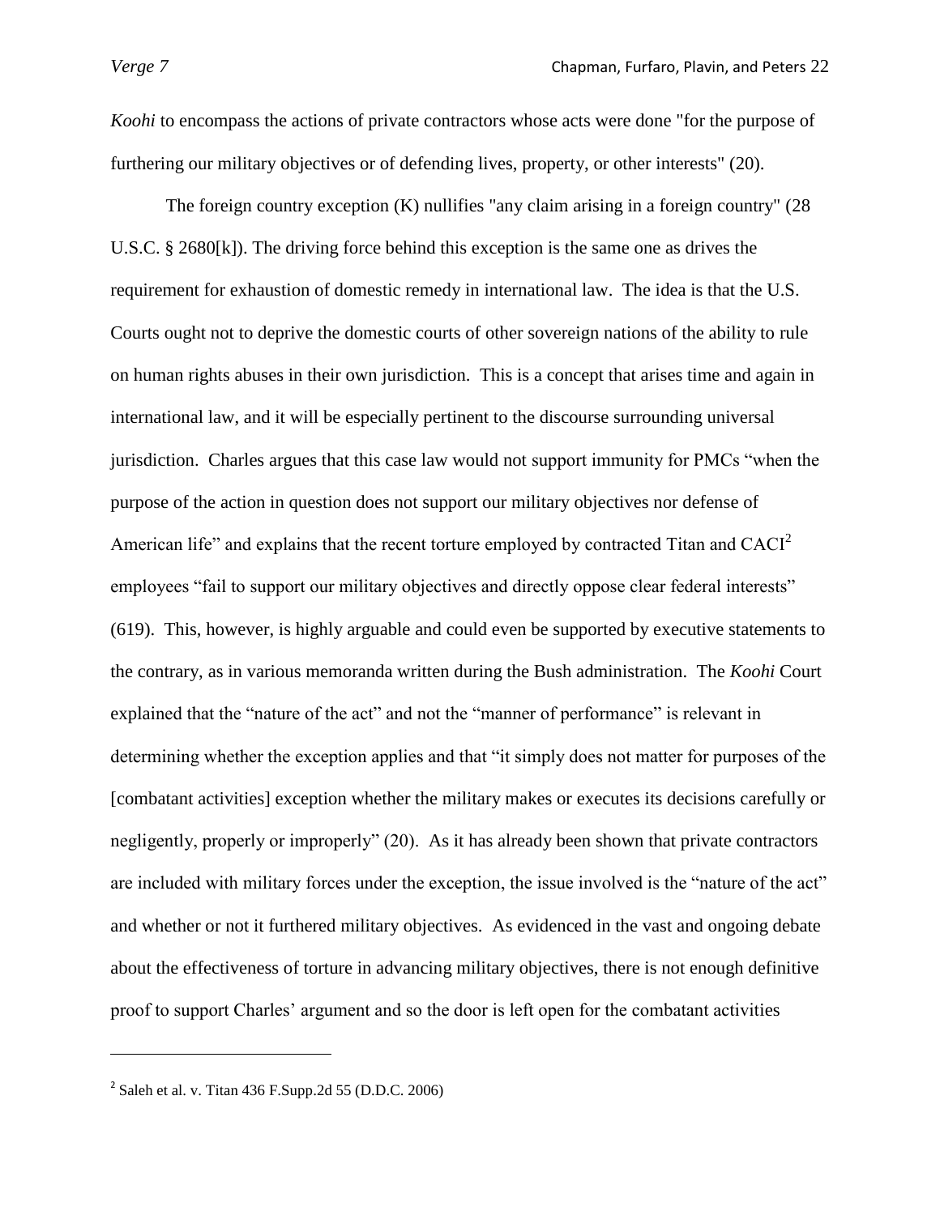*Koohi* to encompass the actions of private contractors whose acts were done "for the purpose of furthering our military objectives or of defending lives, property, or other interests" (20).

The foreign country exception (K) nullifies "any claim arising in a foreign country" (28 U.S.C. § 2680[k]). The driving force behind this exception is the same one as drives the requirement for exhaustion of domestic remedy in international law. The idea is that the U.S. Courts ought not to deprive the domestic courts of other sovereign nations of the ability to rule on human rights abuses in their own jurisdiction. This is a concept that arises time and again in international law, and it will be especially pertinent to the discourse surrounding universal jurisdiction. Charles argues that this case law would not support immunity for PMCs "when the purpose of the action in question does not support our military objectives nor defense of American life" and explains that the recent torture employed by contracted Titan and CACI[2] employees "fail to support our military objectives and directly oppose clear federal interests" (619). This, however, is highly arguable and could even be supported by executive statements to the contrary, as in various memoranda written during the Bush administration. The *Koohi* Court explained that the "nature of the act" and not the "manner of performance" is relevant in determining whether the exception applies and that "it simply does not matter for purposes of the [combatant activities] exception whether the military makes or executes its decisions carefully or negligently, properly or improperly" (20). As it has already been shown that private contractors are included with military forces under the exception, the issue involved is the "nature of the act" and whether or not it furthered military objectives. As evidenced in the vast and ongoing debate about the effectiveness of torture in advancing military objectives, there is not enough definitive proof to support Charles' argument and so the door is left open for the combatant activities

---

[2] Saleh et al. v. Titan 436 F.Supp.2d 55 (D.D.C. 2006)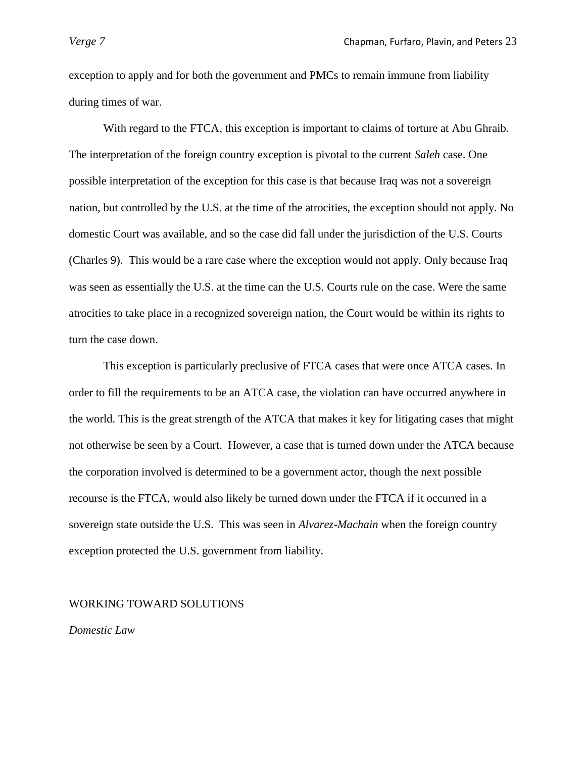exception to apply and for both the government and PMCs to remain immune from liability during times of war.

With regard to the FTCA, this exception is important to claims of torture at Abu Ghraib. The interpretation of the foreign country exception is pivotal to the current *Saleh* case. One possible interpretation of the exception for this case is that because Iraq was not a sovereign nation, but controlled by the U.S. at the time of the atrocities, the exception should not apply. No domestic Court was available, and so the case did fall under the jurisdiction of the U.S. Courts (Charles 9). This would be a rare case where the exception would not apply. Only because Iraq was seen as essentially the U.S. at the time can the U.S. Courts rule on the case. Were the same atrocities to take place in a recognized sovereign nation, the Court would be within its rights to turn the case down.

This exception is particularly preclusive of FTCA cases that were once ATCA cases. In order to fill the requirements to be an ATCA case, the violation can have occurred anywhere in the world. This is the great strength of the ATCA that makes it key for litigating cases that might not otherwise be seen by a Court. However, a case that is turned down under the ATCA because the corporation involved is determined to be a government actor, though the next possible recourse is the FTCA, would also likely be turned down under the FTCA if it occurred in a sovereign state outside the U.S. This was seen in *Alvarez-Machain* when the foreign country exception protected the U.S. government from liability.

## WORKING TOWARD SOLUTIONS

### *Domestic Law*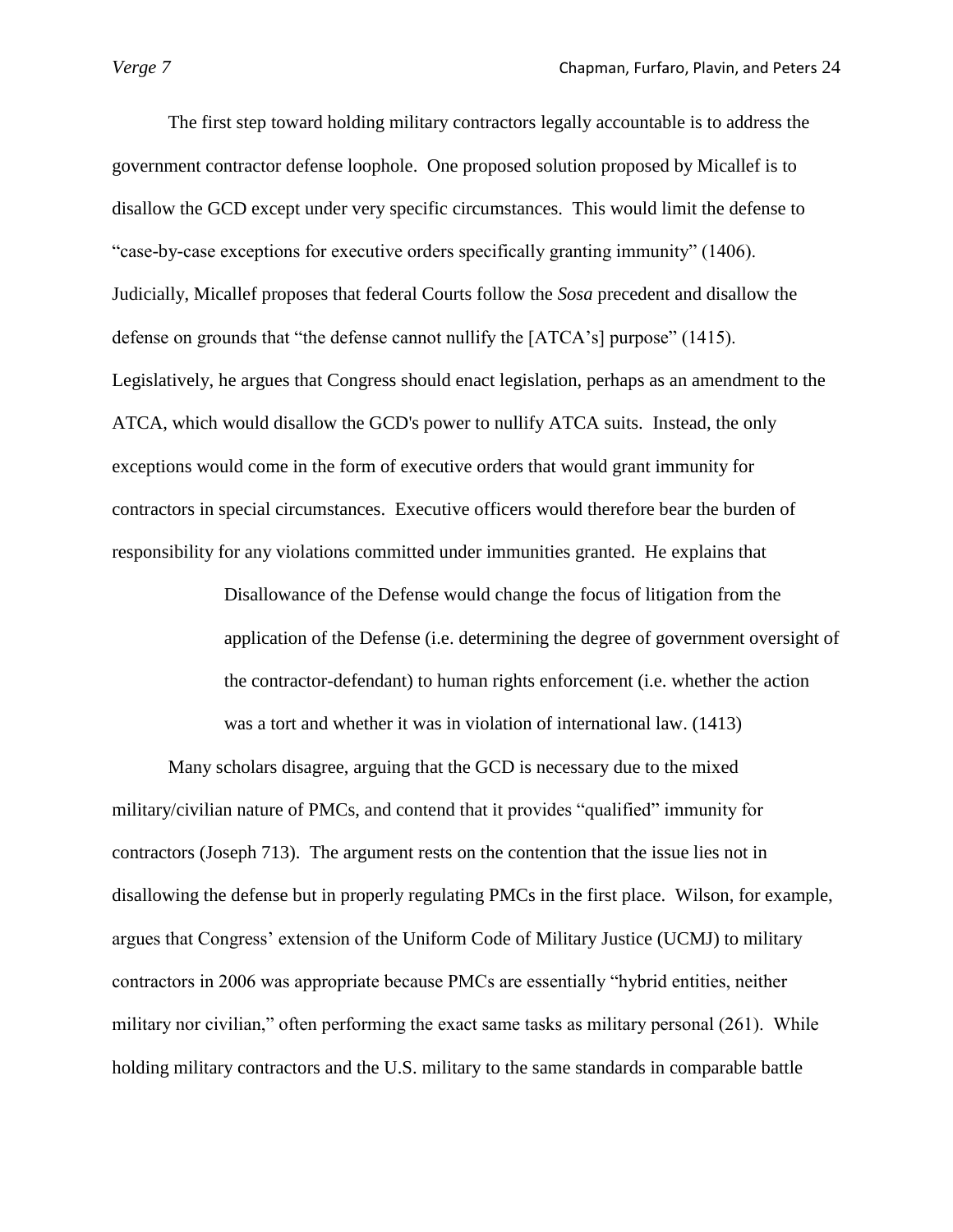The first step toward holding military contractors legally accountable is to address the government contractor defense loophole. One proposed solution proposed by Micallef is to disallow the GCD except under very specific circumstances. This would limit the defense to "case-by-case exceptions for executive orders specifically granting immunity" (1406). Judicially, Micallef proposes that federal Courts follow the *Sosa* precedent and disallow the defense on grounds that "the defense cannot nullify the [ATCA's] purpose" (1415). Legislatively, he argues that Congress should enact legislation, perhaps as an amendment to the ATCA, which would disallow the GCD's power to nullify ATCA suits. Instead, the only exceptions would come in the form of executive orders that would grant immunity for contractors in special circumstances. Executive officers would therefore bear the burden of responsibility for any violations committed under immunities granted. He explains that

> Disallowance of the Defense would change the focus of litigation from the application of the Defense (i.e. determining the degree of government oversight of the contractor-defendant) to human rights enforcement (i.e. whether the action was a tort and whether it was in violation of international law. (1413)

Many scholars disagree, arguing that the GCD is necessary due to the mixed military/civilian nature of PMCs, and contend that it provides "qualified" immunity for contractors (Joseph 713). The argument rests on the contention that the issue lies not in disallowing the defense but in properly regulating PMCs in the first place. Wilson, for example, argues that Congress' extension of the Uniform Code of Military Justice (UCMJ) to military contractors in 2006 was appropriate because PMCs are essentially "hybrid entities, neither military nor civilian," often performing the exact same tasks as military personal (261). While holding military contractors and the U.S. military to the same standards in comparable battle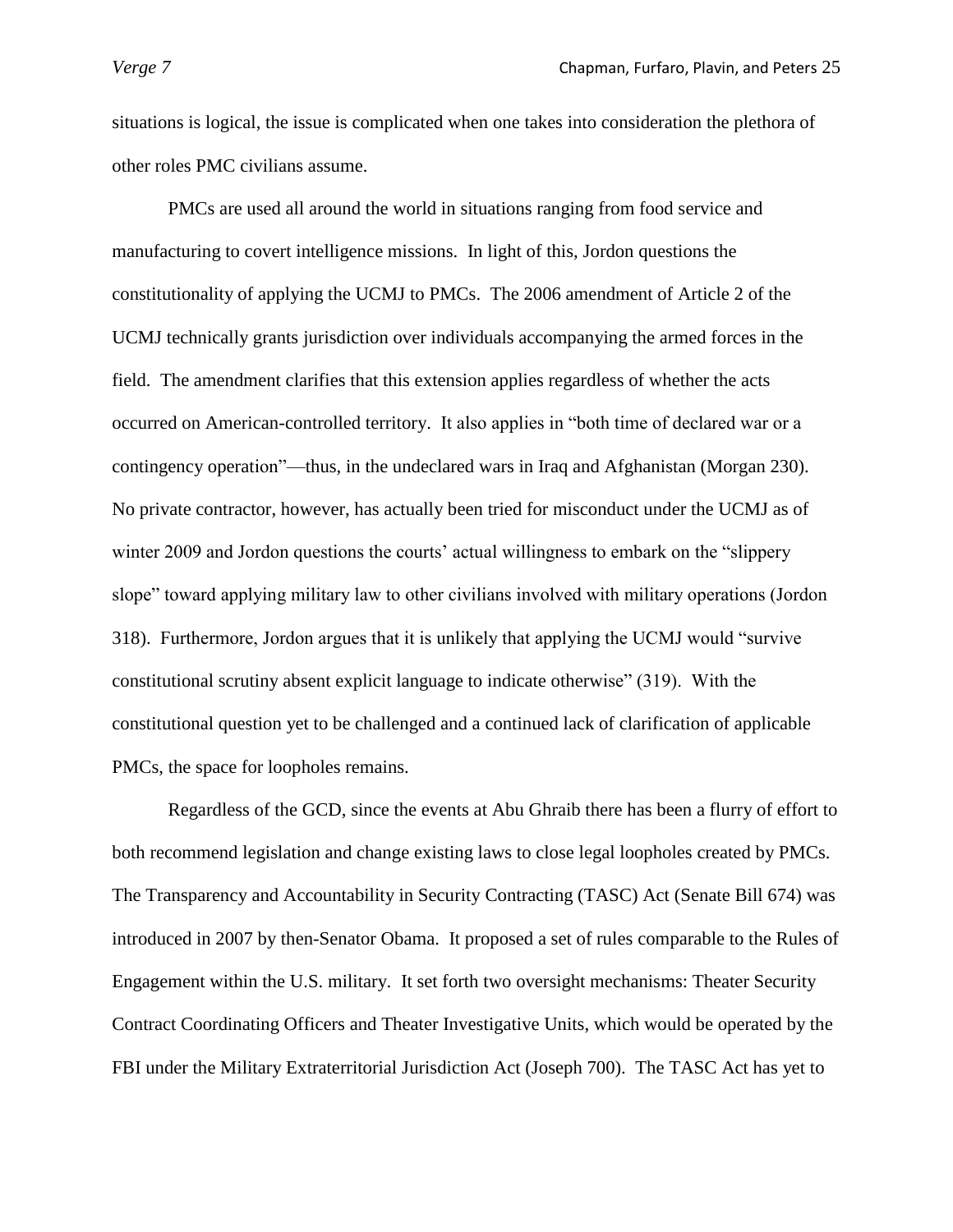situations is logical, the issue is complicated when one takes into consideration the plethora of other roles PMC civilians assume.

PMCs are used all around the world in situations ranging from food service and manufacturing to covert intelligence missions. In light of this, Jordon questions the constitutionality of applying the UCMJ to PMCs. The 2006 amendment of Article 2 of the UCMJ technically grants jurisdiction over individuals accompanying the armed forces in the field. The amendment clarifies that this extension applies regardless of whether the acts occurred on American-controlled territory. It also applies in "both time of declared war or a contingency operation"—thus, in the undeclared wars in Iraq and Afghanistan (Morgan 230). No private contractor, however, has actually been tried for misconduct under the UCMJ as of winter 2009 and Jordon questions the courts' actual willingness to embark on the "slippery slope" toward applying military law to other civilians involved with military operations (Jordon 318). Furthermore, Jordon argues that it is unlikely that applying the UCMJ would "survive constitutional scrutiny absent explicit language to indicate otherwise" (319). With the constitutional question yet to be challenged and a continued lack of clarification of applicable PMCs, the space for loopholes remains.

Regardless of the GCD, since the events at Abu Ghraib there has been a flurry of effort to both recommend legislation and change existing laws to close legal loopholes created by PMCs. The Transparency and Accountability in Security Contracting (TASC) Act (Senate Bill 674) was introduced in 2007 by then-Senator Obama. It proposed a set of rules comparable to the Rules of Engagement within the U.S. military. It set forth two oversight mechanisms: Theater Security Contract Coordinating Officers and Theater Investigative Units, which would be operated by the FBI under the Military Extraterritorial Jurisdiction Act (Joseph 700). The TASC Act has yet to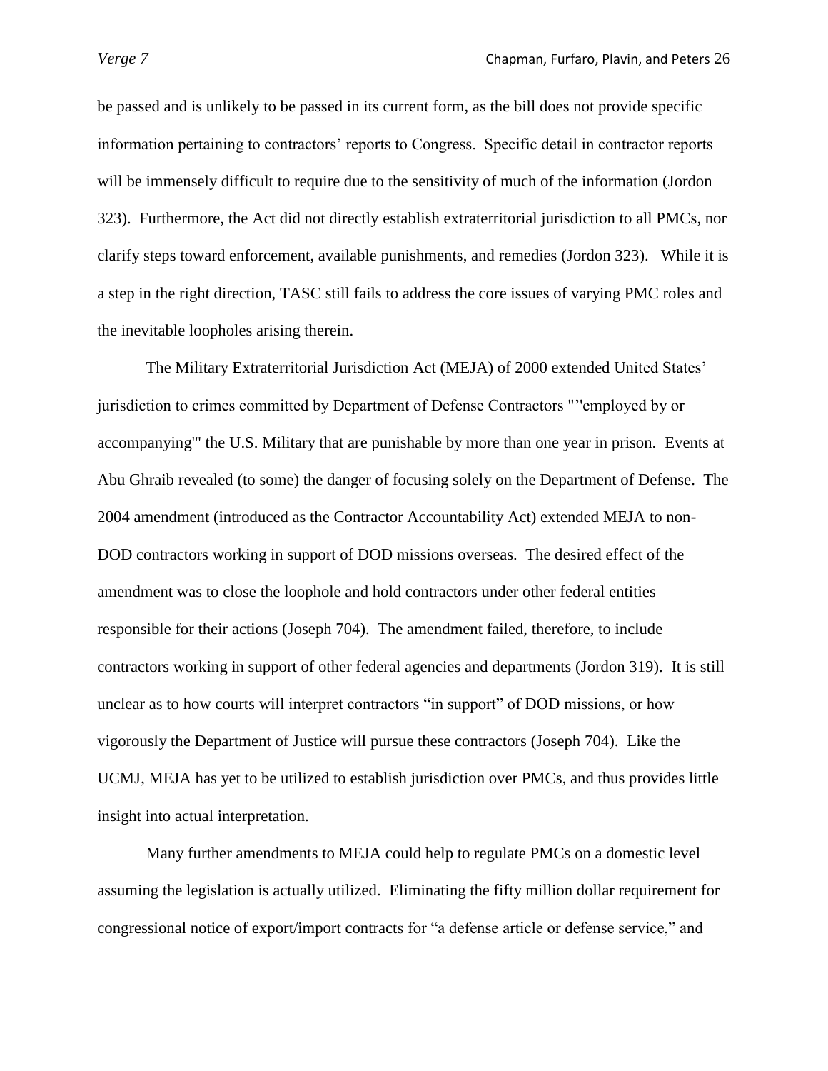be passed and is unlikely to be passed in its current form, as the bill does not provide specific information pertaining to contractors' reports to Congress. Specific detail in contractor reports will be immensely difficult to require due to the sensitivity of much of the information (Jordon 323). Furthermore, the Act did not directly establish extraterritorial jurisdiction to all PMCs, nor clarify steps toward enforcement, available punishments, and remedies (Jordon 323). While it is a step in the right direction, TASC still fails to address the core issues of varying PMC roles and the inevitable loopholes arising therein.

The Military Extraterritorial Jurisdiction Act (MEJA) of 2000 extended United States' jurisdiction to crimes committed by Department of Defense Contractors "'"employed by or accompanying"' the U.S. Military that are punishable by more than one year in prison. Events at Abu Ghraib revealed (to some) the danger of focusing solely on the Department of Defense. The 2004 amendment (introduced as the Contractor Accountability Act) extended MEJA to non-DOD contractors working in support of DOD missions overseas. The desired effect of the amendment was to close the loophole and hold contractors under other federal entities responsible for their actions (Joseph 704). The amendment failed, therefore, to include contractors working in support of other federal agencies and departments (Jordon 319). It is still unclear as to how courts will interpret contractors "in support" of DOD missions, or how vigorously the Department of Justice will pursue these contractors (Joseph 704). Like the UCMJ, MEJA has yet to be utilized to establish jurisdiction over PMCs, and thus provides little insight into actual interpretation.

Many further amendments to MEJA could help to regulate PMCs on a domestic level assuming the legislation is actually utilized. Eliminating the fifty million dollar requirement for congressional notice of export/import contracts for "a defense article or defense service," and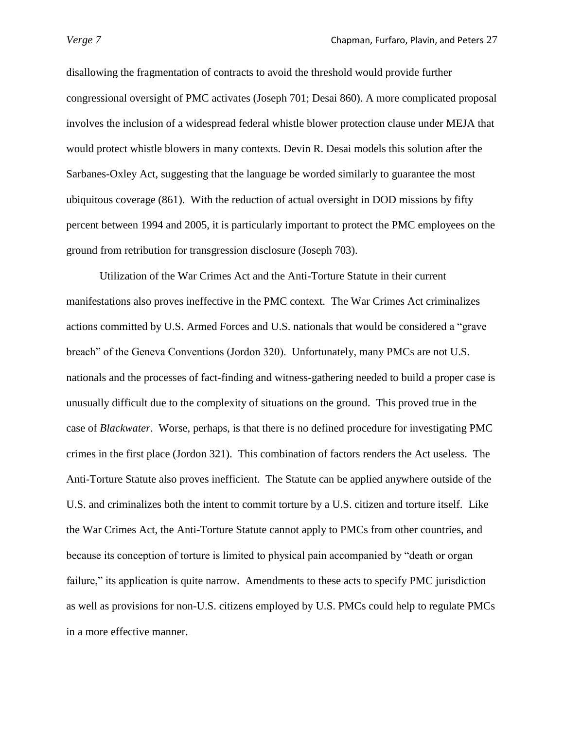disallowing the fragmentation of contracts to avoid the threshold would provide further congressional oversight of PMC activates (Joseph 701; Desai 860). A more complicated proposal involves the inclusion of a widespread federal whistle blower protection clause under MEJA that would protect whistle blowers in many contexts. Devin R. Desai models this solution after the Sarbanes-Oxley Act, suggesting that the language be worded similarly to guarantee the most ubiquitous coverage (861). With the reduction of actual oversight in DOD missions by fifty percent between 1994 and 2005, it is particularly important to protect the PMC employees on the ground from retribution for transgression disclosure (Joseph 703).

Utilization of the War Crimes Act and the Anti-Torture Statute in their current manifestations also proves ineffective in the PMC context. The War Crimes Act criminalizes actions committed by U.S. Armed Forces and U.S. nationals that would be considered a "grave breach" of the Geneva Conventions (Jordon 320). Unfortunately, many PMCs are not U.S. nationals and the processes of fact-finding and witness-gathering needed to build a proper case is unusually difficult due to the complexity of situations on the ground. This proved true in the case of *Blackwater*. Worse, perhaps, is that there is no defined procedure for investigating PMC crimes in the first place (Jordon 321). This combination of factors renders the Act useless. The Anti-Torture Statute also proves inefficient. The Statute can be applied anywhere outside of the U.S. and criminalizes both the intent to commit torture by a U.S. citizen and torture itself. Like the War Crimes Act, the Anti-Torture Statute cannot apply to PMCs from other countries, and because its conception of torture is limited to physical pain accompanied by "death or organ failure," its application is quite narrow. Amendments to these acts to specify PMC jurisdiction as well as provisions for non-U.S. citizens employed by U.S. PMCs could help to regulate PMCs in a more effective manner.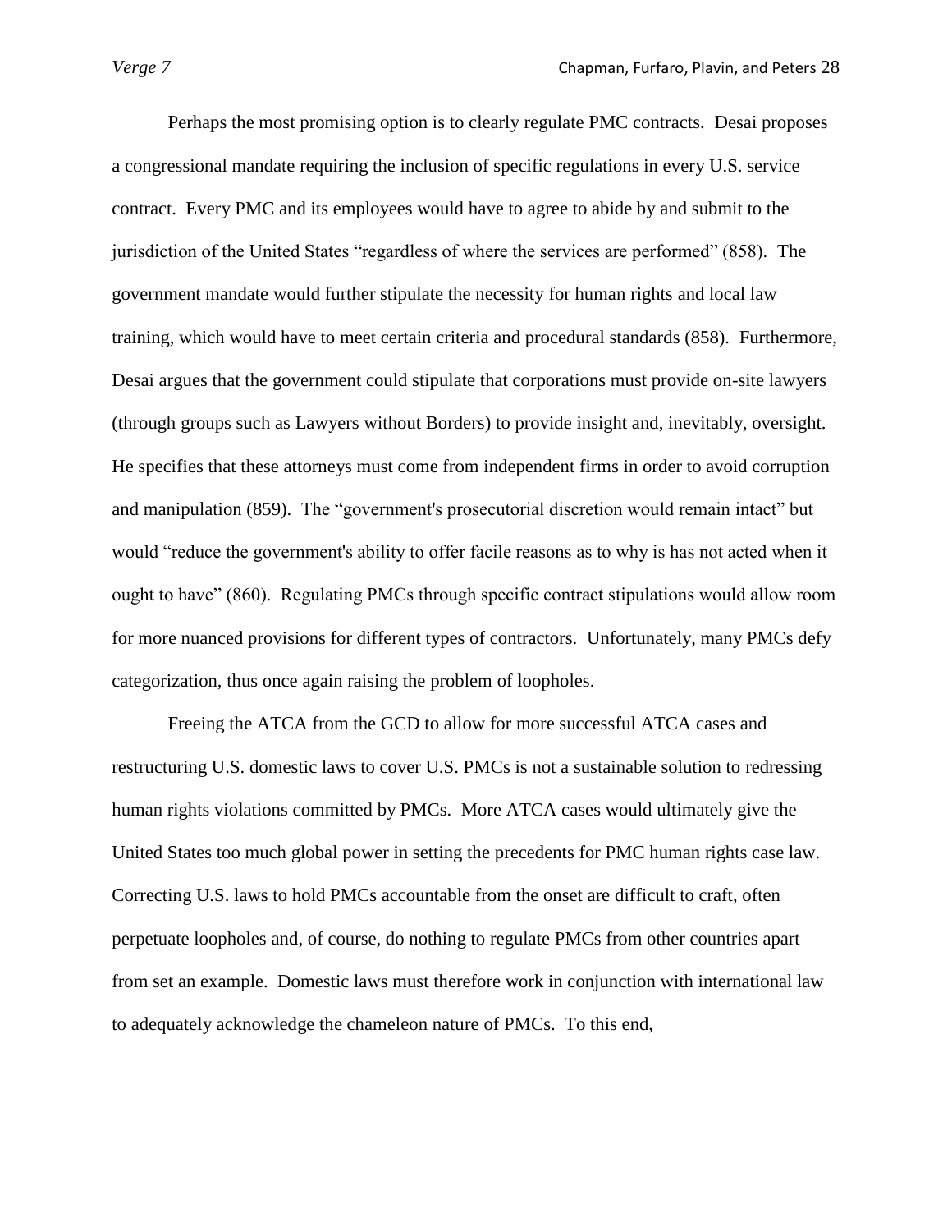Perhaps the most promising option is to clearly regulate PMC contracts. Desai proposes a congressional mandate requiring the inclusion of specific regulations in every U.S. service contract. Every PMC and its employees would have to agree to abide by and submit to the jurisdiction of the United States "regardless of where the services are performed" (858). The government mandate would further stipulate the necessity for human rights and local law training, which would have to meet certain criteria and procedural standards (858). Furthermore, Desai argues that the government could stipulate that corporations must provide on-site lawyers (through groups such as Lawyers without Borders) to provide insight and, inevitably, oversight. He specifies that these attorneys must come from independent firms in order to avoid corruption and manipulation (859). The "government's prosecutorial discretion would remain intact" but would "reduce the government's ability to offer facile reasons as to why is has not acted when it ought to have" (860). Regulating PMCs through specific contract stipulations would allow room for more nuanced provisions for different types of contractors. Unfortunately, many PMCs defy categorization, thus once again raising the problem of loopholes.

Freeing the ATCA from the GCD to allow for more successful ATCA cases and restructuring U.S. domestic laws to cover U.S. PMCs is not a sustainable solution to redressing human rights violations committed by PMCs. More ATCA cases would ultimately give the United States too much global power in setting the precedents for PMC human rights case law. Correcting U.S. laws to hold PMCs accountable from the onset are difficult to craft, often perpetuate loopholes and, of course, do nothing to regulate PMCs from other countries apart from set an example. Domestic laws must therefore work in conjunction with international law to adequately acknowledge the chameleon nature of PMCs. To this end,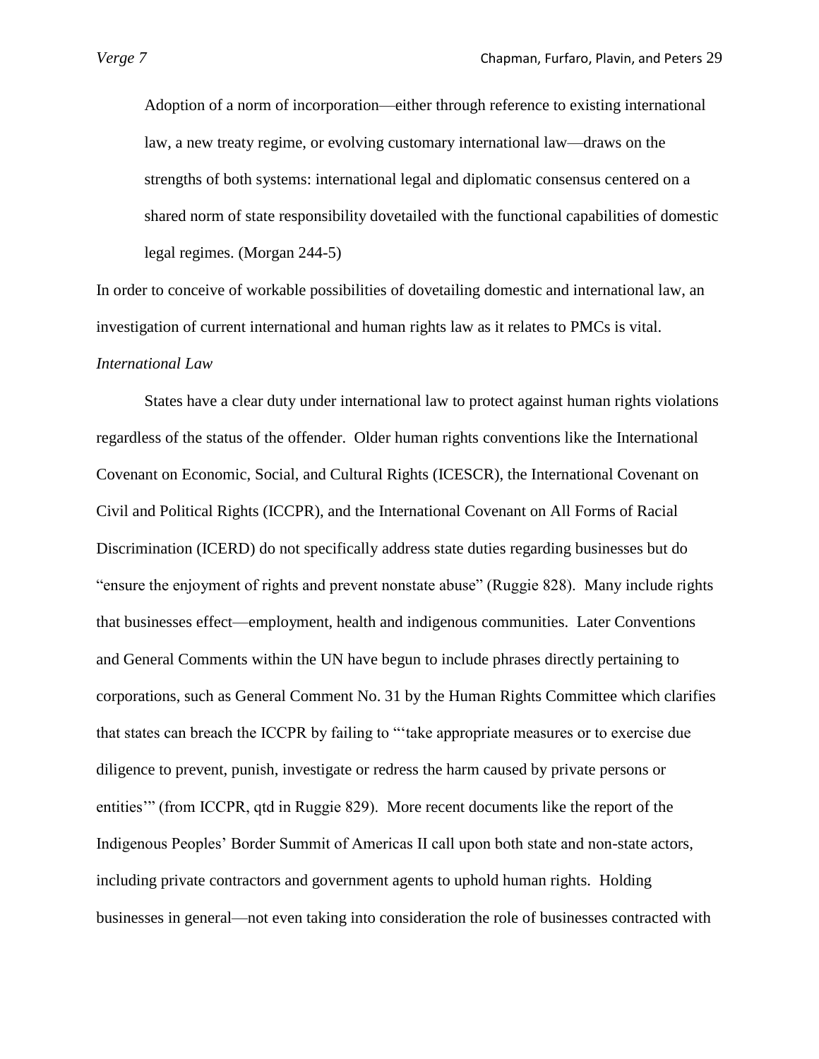> Adoption of a norm of incorporation—either through reference to existing international law, a new treaty regime, or evolving customary international law—draws on the strengths of both systems: international legal and diplomatic consensus centered on a shared norm of state responsibility dovetailed with the functional capabilities of domestic legal regimes. (Morgan 244-5)

In order to conceive of workable possibilities of dovetailing domestic and international law, an investigation of current international and human rights law as it relates to PMCs is vital.

*International Law*

States have a clear duty under international law to protect against human rights violations regardless of the status of the offender. Older human rights conventions like the International Covenant on Economic, Social, and Cultural Rights (ICESCR), the International Covenant on Civil and Political Rights (ICCPR), and the International Covenant on All Forms of Racial Discrimination (ICERD) do not specifically address state duties regarding businesses but do "ensure the enjoyment of rights and prevent nonstate abuse" (Ruggie 828). Many include rights that businesses effect—employment, health and indigenous communities. Later Conventions and General Comments within the UN have begun to include phrases directly pertaining to corporations, such as General Comment No. 31 by the Human Rights Committee which clarifies that states can breach the ICCPR by failing to "'take appropriate measures or to exercise due diligence to prevent, punish, investigate or redress the harm caused by private persons or entities'" (from ICCPR, qtd in Ruggie 829). More recent documents like the report of the Indigenous Peoples' Border Summit of Americas II call upon both state and non-state actors, including private contractors and government agents to uphold human rights. Holding businesses in general—not even taking into consideration the role of businesses contracted with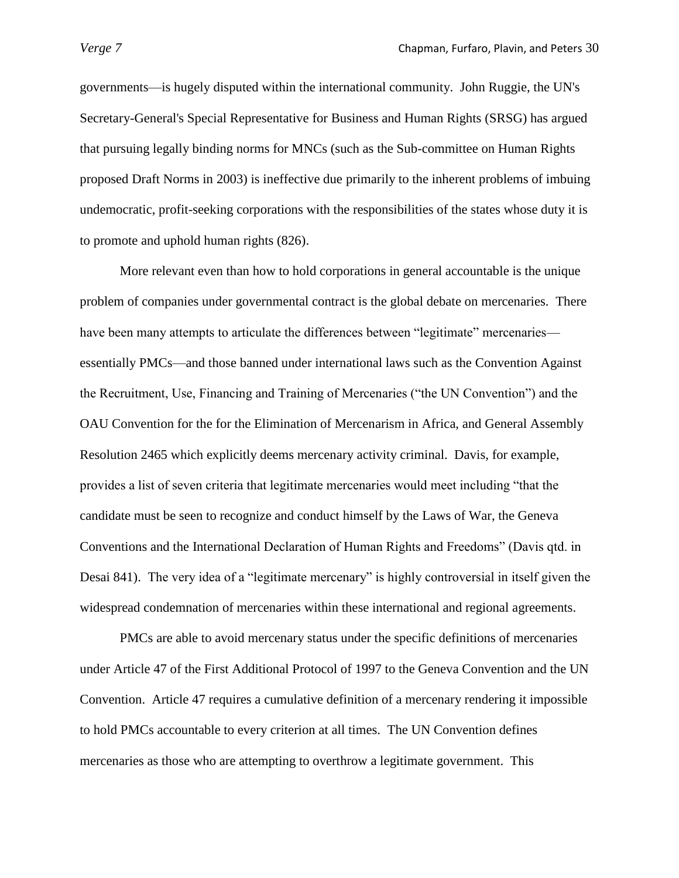governments—is hugely disputed within the international community. John Ruggie, the UN's Secretary-General's Special Representative for Business and Human Rights (SRSG) has argued that pursuing legally binding norms for MNCs (such as the Sub-committee on Human Rights proposed Draft Norms in 2003) is ineffective due primarily to the inherent problems of imbuing undemocratic, profit-seeking corporations with the responsibilities of the states whose duty it is to promote and uphold human rights (826).

More relevant even than how to hold corporations in general accountable is the unique problem of companies under governmental contract is the global debate on mercenaries. There have been many attempts to articulate the differences between "legitimate" mercenaries—essentially PMCs—and those banned under international laws such as the Convention Against the Recruitment, Use, Financing and Training of Mercenaries ("the UN Convention") and the OAU Convention for the for the Elimination of Mercenarism in Africa, and General Assembly Resolution 2465 which explicitly deems mercenary activity criminal. Davis, for example, provides a list of seven criteria that legitimate mercenaries would meet including "that the candidate must be seen to recognize and conduct himself by the Laws of War, the Geneva Conventions and the International Declaration of Human Rights and Freedoms" (Davis qtd. in Desai 841). The very idea of a "legitimate mercenary" is highly controversial in itself given the widespread condemnation of mercenaries within these international and regional agreements.

PMCs are able to avoid mercenary status under the specific definitions of mercenaries under Article 47 of the First Additional Protocol of 1997 to the Geneva Convention and the UN Convention. Article 47 requires a cumulative definition of a mercenary rendering it impossible to hold PMCs accountable to every criterion at all times. The UN Convention defines mercenaries as those who are attempting to overthrow a legitimate government. This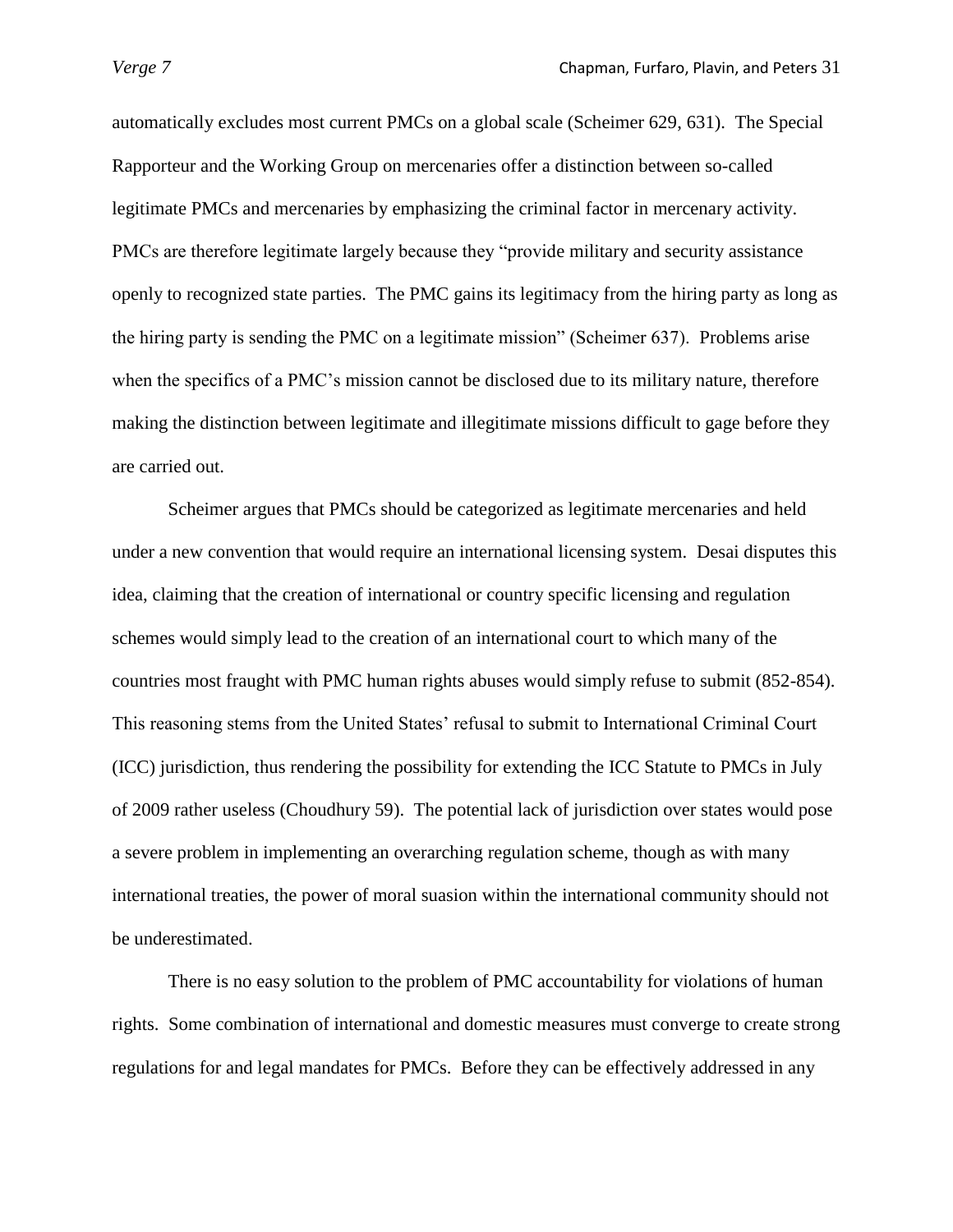automatically excludes most current PMCs on a global scale (Scheimer 629, 631). The Special Rapporteur and the Working Group on mercenaries offer a distinction between so-called legitimate PMCs and mercenaries by emphasizing the criminal factor in mercenary activity. PMCs are therefore legitimate largely because they "provide military and security assistance openly to recognized state parties. The PMC gains its legitimacy from the hiring party as long as the hiring party is sending the PMC on a legitimate mission" (Scheimer 637). Problems arise when the specifics of a PMC's mission cannot be disclosed due to its military nature, therefore making the distinction between legitimate and illegitimate missions difficult to gage before they are carried out.

Scheimer argues that PMCs should be categorized as legitimate mercenaries and held under a new convention that would require an international licensing system. Desai disputes this idea, claiming that the creation of international or country specific licensing and regulation schemes would simply lead to the creation of an international court to which many of the countries most fraught with PMC human rights abuses would simply refuse to submit (852-854). This reasoning stems from the United States' refusal to submit to International Criminal Court (ICC) jurisdiction, thus rendering the possibility for extending the ICC Statute to PMCs in July of 2009 rather useless (Choudhury 59). The potential lack of jurisdiction over states would pose a severe problem in implementing an overarching regulation scheme, though as with many international treaties, the power of moral suasion within the international community should not be underestimated.

There is no easy solution to the problem of PMC accountability for violations of human rights. Some combination of international and domestic measures must converge to create strong regulations for and legal mandates for PMCs. Before they can be effectively addressed in any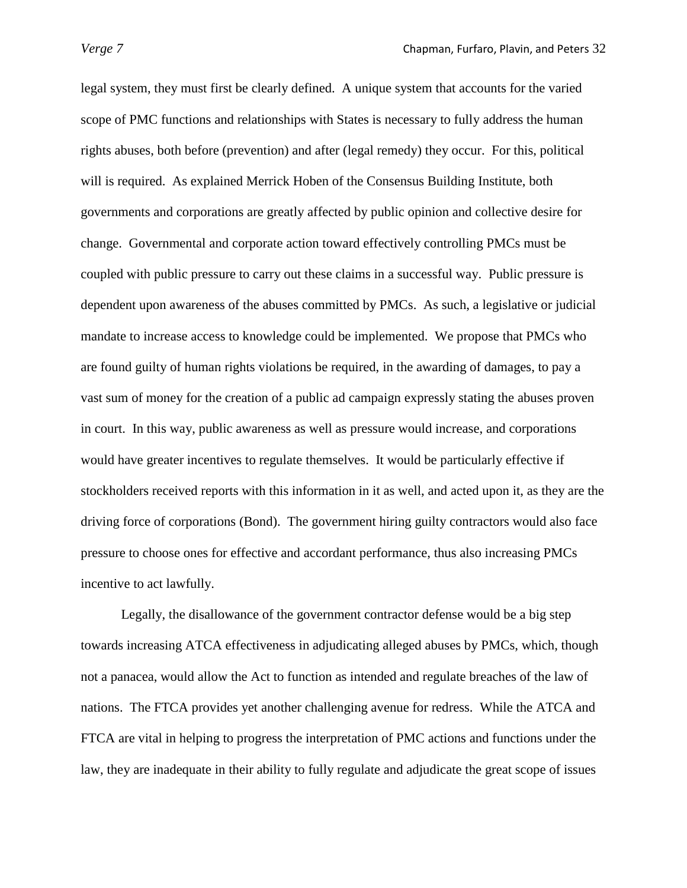legal system, they must first be clearly defined. A unique system that accounts for the varied scope of PMC functions and relationships with States is necessary to fully address the human rights abuses, both before (prevention) and after (legal remedy) they occur. For this, political will is required. As explained Merrick Hoben of the Consensus Building Institute, both governments and corporations are greatly affected by public opinion and collective desire for change. Governmental and corporate action toward effectively controlling PMCs must be coupled with public pressure to carry out these claims in a successful way. Public pressure is dependent upon awareness of the abuses committed by PMCs. As such, a legislative or judicial mandate to increase access to knowledge could be implemented. We propose that PMCs who are found guilty of human rights violations be required, in the awarding of damages, to pay a vast sum of money for the creation of a public ad campaign expressly stating the abuses proven in court. In this way, public awareness as well as pressure would increase, and corporations would have greater incentives to regulate themselves. It would be particularly effective if stockholders received reports with this information in it as well, and acted upon it, as they are the driving force of corporations (Bond). The government hiring guilty contractors would also face pressure to choose ones for effective and accordant performance, thus also increasing PMCs incentive to act lawfully.

Legally, the disallowance of the government contractor defense would be a big step towards increasing ATCA effectiveness in adjudicating alleged abuses by PMCs, which, though not a panacea, would allow the Act to function as intended and regulate breaches of the law of nations. The FTCA provides yet another challenging avenue for redress. While the ATCA and FTCA are vital in helping to progress the interpretation of PMC actions and functions under the law, they are inadequate in their ability to fully regulate and adjudicate the great scope of issues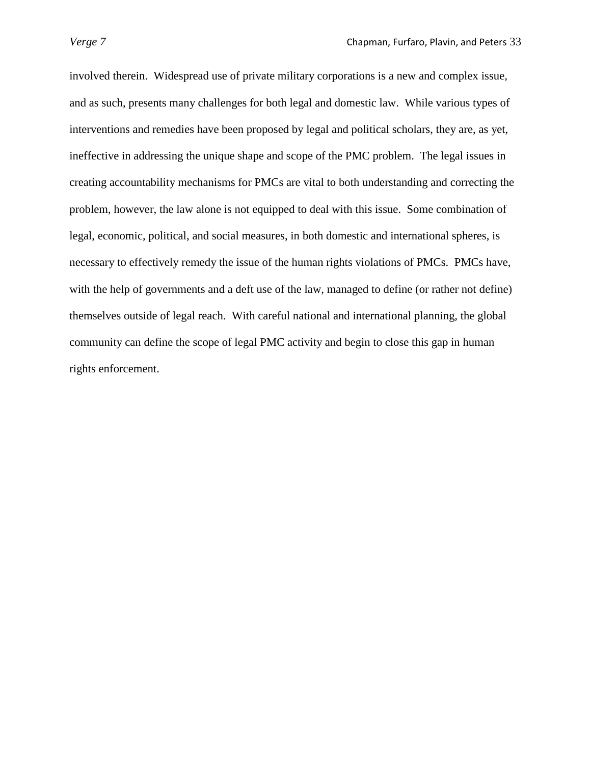involved therein. Widespread use of private military corporations is a new and complex issue, and as such, presents many challenges for both legal and domestic law. While various types of interventions and remedies have been proposed by legal and political scholars, they are, as yet, ineffective in addressing the unique shape and scope of the PMC problem. The legal issues in creating accountability mechanisms for PMCs are vital to both understanding and correcting the problem, however, the law alone is not equipped to deal with this issue. Some combination of legal, economic, political, and social measures, in both domestic and international spheres, is necessary to effectively remedy the issue of the human rights violations of PMCs. PMCs have, with the help of governments and a deft use of the law, managed to define (or rather not define) themselves outside of legal reach. With careful national and international planning, the global community can define the scope of legal PMC activity and begin to close this gap in human rights enforcement.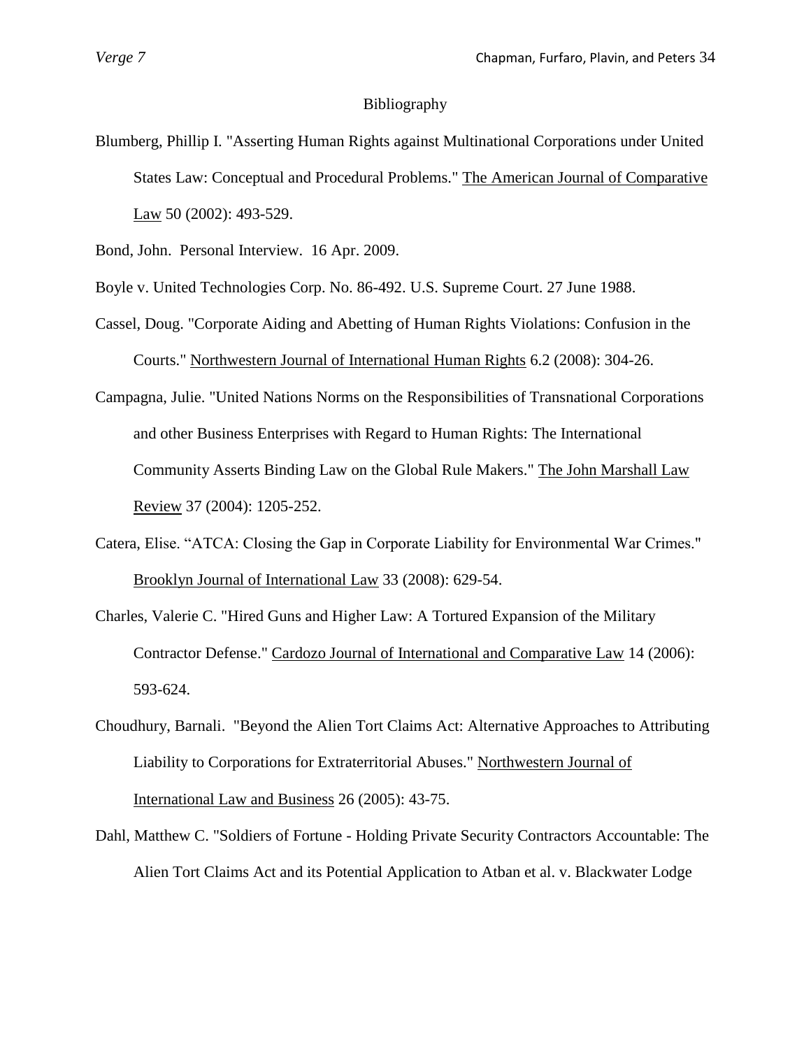# Bibliography

Blumberg, Phillip I. "Asserting Human Rights against Multinational Corporations under United States Law: Conceptual and Procedural Problems." The American Journal of Comparative Law 50 (2002): 493-529.

Bond, John. Personal Interview. 16 Apr. 2009.

Boyle v. United Technologies Corp. No. 86-492. U.S. Supreme Court. 27 June 1988.

Cassel, Doug. "Corporate Aiding and Abetting of Human Rights Violations: Confusion in the Courts." Northwestern Journal of International Human Rights 6.2 (2008): 304-26.

Campagna, Julie. "United Nations Norms on the Responsibilities of Transnational Corporations and other Business Enterprises with Regard to Human Rights: The International Community Asserts Binding Law on the Global Rule Makers." The John Marshall Law Review 37 (2004): 1205-252.

Catera, Elise. "ATCA: Closing the Gap in Corporate Liability for Environmental War Crimes." Brooklyn Journal of International Law 33 (2008): 629-54.

Charles, Valerie C. "Hired Guns and Higher Law: A Tortured Expansion of the Military Contractor Defense." Cardozo Journal of International and Comparative Law 14 (2006): 593-624.

Choudhury, Barnali. "Beyond the Alien Tort Claims Act: Alternative Approaches to Attributing Liability to Corporations for Extraterritorial Abuses." Northwestern Journal of International Law and Business 26 (2005): 43-75.

Dahl, Matthew C. "Soldiers of Fortune - Holding Private Security Contractors Accountable: The Alien Tort Claims Act and its Potential Application to Atban et al. v. Blackwater Lodge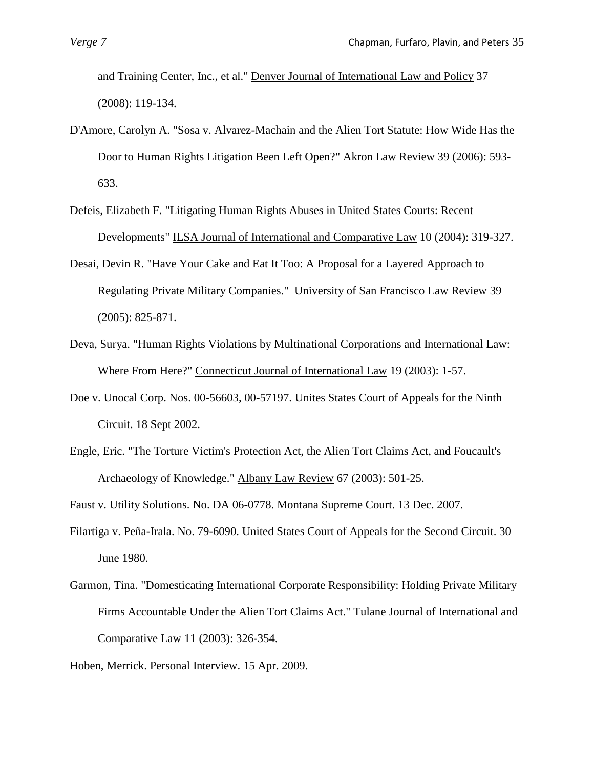and Training Center, Inc., et al." Denver Journal of International Law and Policy 37 (2008): 119-134.

D'Amore, Carolyn A. "Sosa v. Alvarez-Machain and the Alien Tort Statute: How Wide Has the Door to Human Rights Litigation Been Left Open?" Akron Law Review 39 (2006): 593-633.

Defeis, Elizabeth F. "Litigating Human Rights Abuses in United States Courts: Recent Developments" ILSA Journal of International and Comparative Law 10 (2004): 319-327.

Desai, Devin R. "Have Your Cake and Eat It Too: A Proposal for a Layered Approach to Regulating Private Military Companies." University of San Francisco Law Review 39 (2005): 825-871.

Deva, Surya. "Human Rights Violations by Multinational Corporations and International Law: Where From Here?" Connecticut Journal of International Law 19 (2003): 1-57.

Doe v. Unocal Corp. Nos. 00-56603, 00-57197. Unites States Court of Appeals for the Ninth Circuit. 18 Sept 2002.

Engle, Eric. "The Torture Victim's Protection Act, the Alien Tort Claims Act, and Foucault's Archaeology of Knowledge." Albany Law Review 67 (2003): 501-25.

Faust v. Utility Solutions. No. DA 06-0778. Montana Supreme Court. 13 Dec. 2007.

Filartiga v. Peña-Irala. No. 79-6090. United States Court of Appeals for the Second Circuit. 30 June 1980.

Garmon, Tina. "Domesticating International Corporate Responsibility: Holding Private Military Firms Accountable Under the Alien Tort Claims Act." Tulane Journal of International and Comparative Law 11 (2003): 326-354.

Hoben, Merrick. Personal Interview. 15 Apr. 2009.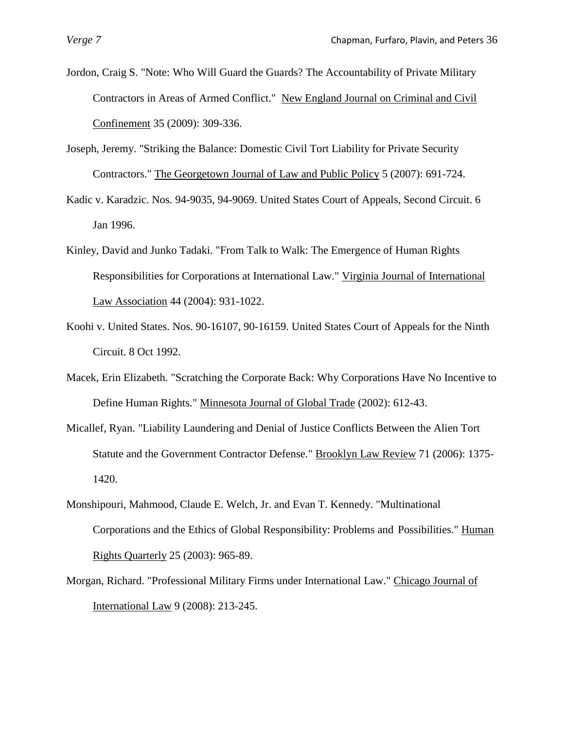Jordon, Craig S. "Note: Who Will Guard the Guards? The Accountability of Private Military Contractors in Areas of Armed Conflict." New England Journal on Criminal and Civil Confinement 35 (2009): 309-336.

Joseph, Jeremy. "Striking the Balance: Domestic Civil Tort Liability for Private Security Contractors." The Georgetown Journal of Law and Public Policy 5 (2007): 691-724.

Kadic v. Karadzic. Nos. 94-9035, 94-9069. United States Court of Appeals, Second Circuit. 6 Jan 1996.

Kinley, David and Junko Tadaki. "From Talk to Walk: The Emergence of Human Rights Responsibilities for Corporations at International Law." Virginia Journal of International Law Association 44 (2004): 931-1022.

Koohi v. United States. Nos. 90-16107, 90-16159. United States Court of Appeals for the Ninth Circuit. 8 Oct 1992.

Macek, Erin Elizabeth. "Scratching the Corporate Back: Why Corporations Have No Incentive to Define Human Rights." Minnesota Journal of Global Trade (2002): 612-43.

Micallef, Ryan. "Liability Laundering and Denial of Justice Conflicts Between the Alien Tort Statute and the Government Contractor Defense." Brooklyn Law Review 71 (2006): 1375-1420.

Monshipouri, Mahmood, Claude E. Welch, Jr. and Evan T. Kennedy. "Multinational Corporations and the Ethics of Global Responsibility: Problems and Possibilities." Human Rights Quarterly 25 (2003): 965-89.

Morgan, Richard. "Professional Military Firms under International Law." Chicago Journal of International Law 9 (2008): 213-245.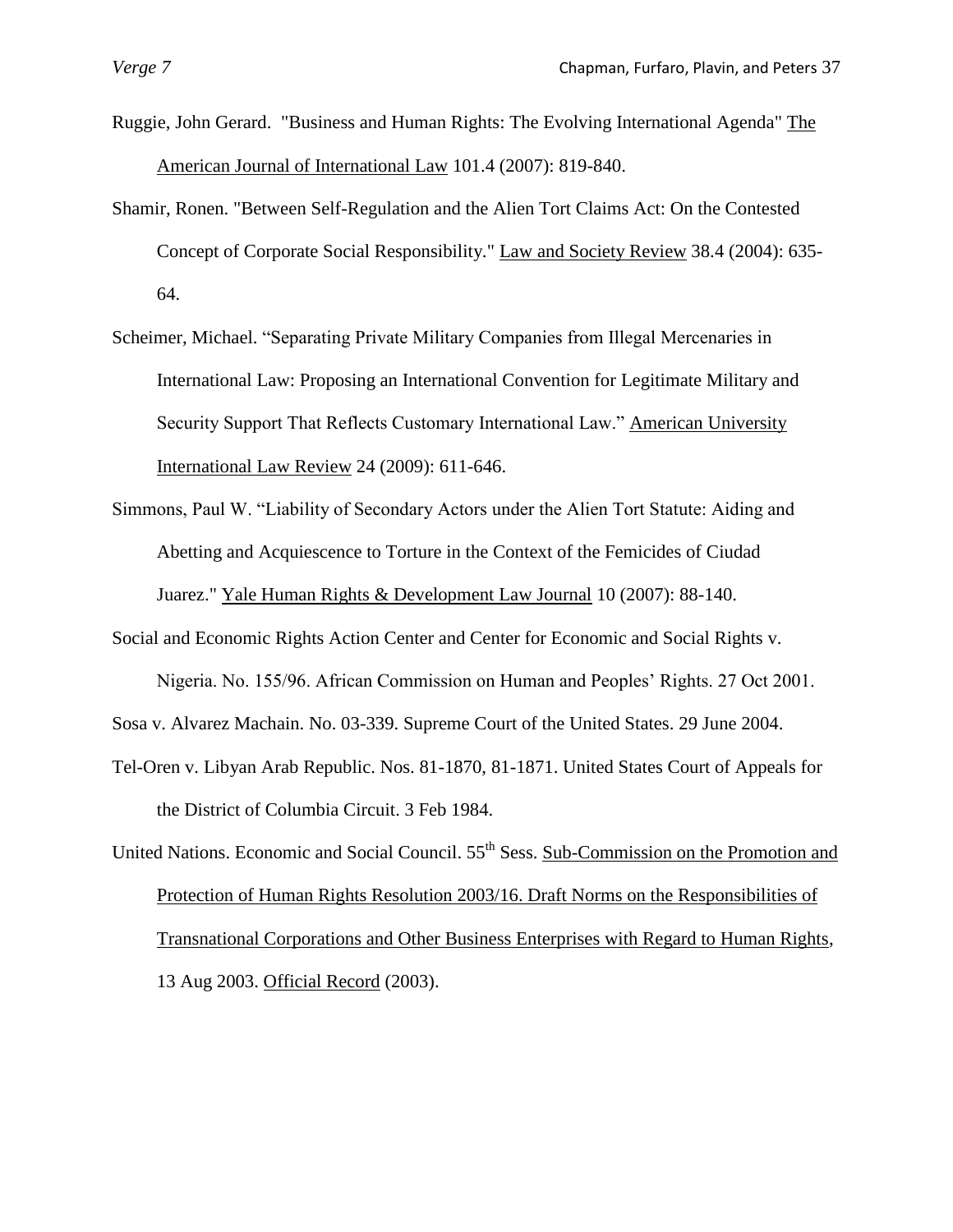Ruggie, John Gerard. "Business and Human Rights: The Evolving International Agenda" The American Journal of International Law 101.4 (2007): 819-840.

Shamir, Ronen. "Between Self-Regulation and the Alien Tort Claims Act: On the Contested Concept of Corporate Social Responsibility." Law and Society Review 38.4 (2004): 635-64.

Scheimer, Michael. "Separating Private Military Companies from Illegal Mercenaries in International Law: Proposing an International Convention for Legitimate Military and Security Support That Reflects Customary International Law." American University International Law Review 24 (2009): 611-646.

Simmons, Paul W. "Liability of Secondary Actors under the Alien Tort Statute: Aiding and Abetting and Acquiescence to Torture in the Context of the Femicides of Ciudad Juarez." Yale Human Rights & Development Law Journal 10 (2007): 88-140.

Social and Economic Rights Action Center and Center for Economic and Social Rights v. Nigeria. No. 155/96. African Commission on Human and Peoples' Rights. 27 Oct 2001.

Sosa v. Alvarez Machain. No. 03-339. Supreme Court of the United States. 29 June 2004.

Tel-Oren v. Libyan Arab Republic. Nos. 81-1870, 81-1871. United States Court of Appeals for the District of Columbia Circuit. 3 Feb 1984.

United Nations. Economic and Social Council. 55th Sess. Sub-Commission on the Promotion and Protection of Human Rights Resolution 2003/16. Draft Norms on the Responsibilities of Transnational Corporations and Other Business Enterprises with Regard to Human Rights, 13 Aug 2003. Official Record (2003).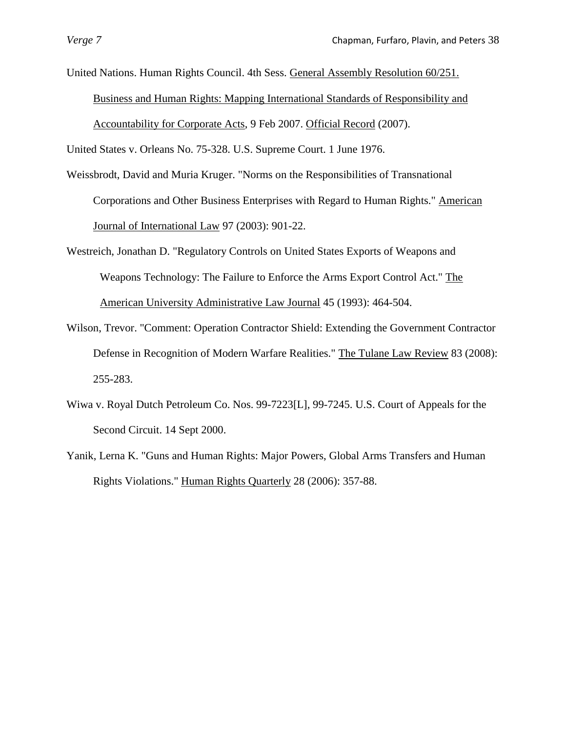United Nations. Human Rights Council. 4th Sess. General Assembly Resolution 60/251. Business and Human Rights: Mapping International Standards of Responsibility and Accountability for Corporate Acts, 9 Feb 2007. Official Record (2007).

United States v. Orleans No. 75-328. U.S. Supreme Court. 1 June 1976.

Weissbrodt, David and Muria Kruger. "Norms on the Responsibilities of Transnational Corporations and Other Business Enterprises with Regard to Human Rights." American Journal of International Law 97 (2003): 901-22.

Westreich, Jonathan D. "Regulatory Controls on United States Exports of Weapons and Weapons Technology: The Failure to Enforce the Arms Export Control Act." The American University Administrative Law Journal 45 (1993): 464-504.

Wilson, Trevor. "Comment: Operation Contractor Shield: Extending the Government Contractor Defense in Recognition of Modern Warfare Realities." The Tulane Law Review 83 (2008): 255-283.

Wiwa v. Royal Dutch Petroleum Co. Nos. 99-7223[L], 99-7245. U.S. Court of Appeals for the Second Circuit. 14 Sept 2000.

Yanik, Lerna K. "Guns and Human Rights: Major Powers, Global Arms Transfers and Human Rights Violations." Human Rights Quarterly 28 (2006): 357-88.